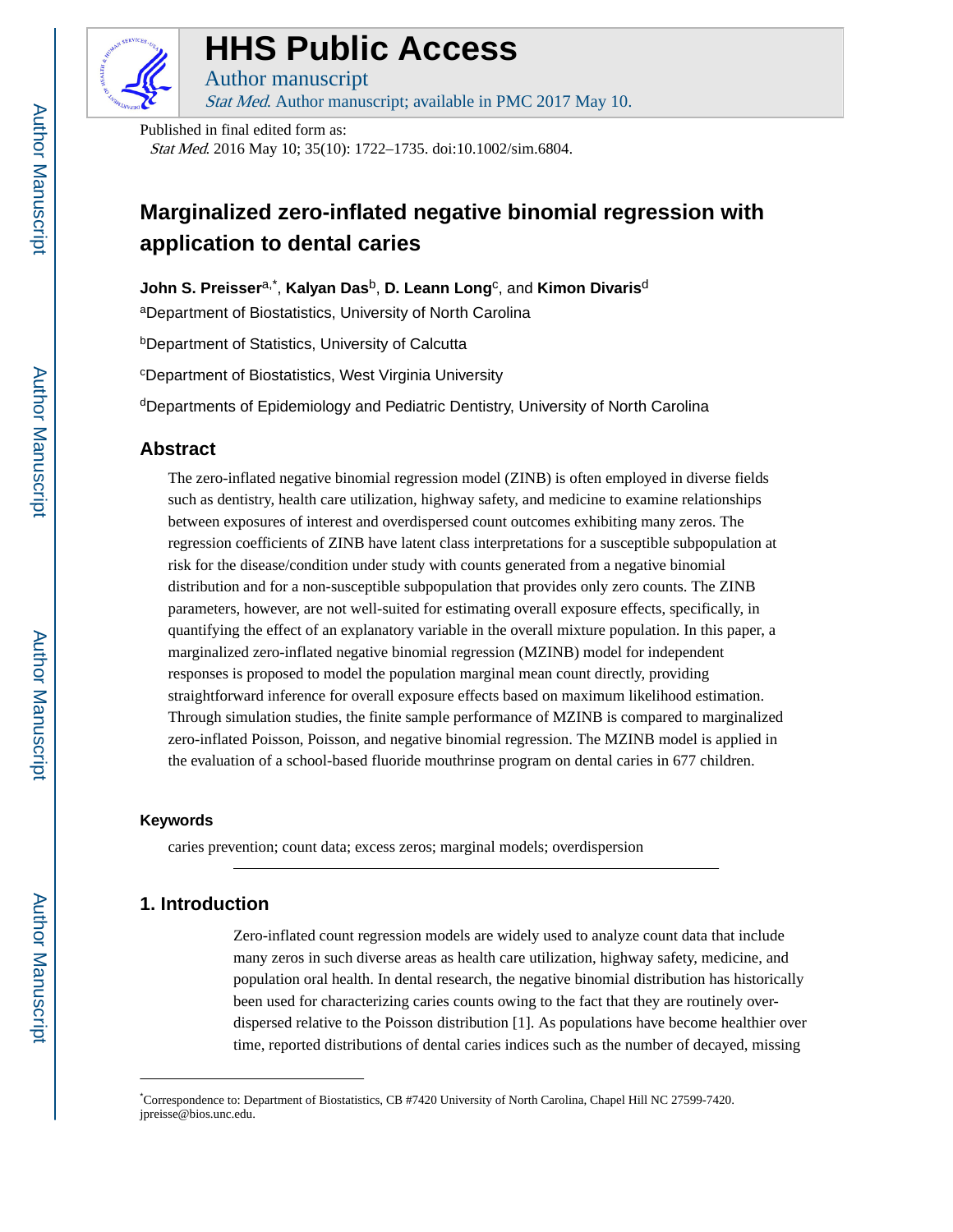# HHS Public Access

Author manuscript

*Stat Med*. Author manuscript; available in PMC 2017 May 10.

Published in final edited form as:

*Stat Med*. 2016 May 10; 35(10): 1722–1735. doi:10.1002/sim.6804.

# Marginalized zero-inflated negative binomial regression with application to dental caries

**John S. Preisser**[a,*], **Kalyan Das**[b], **D. Leann Long**[c], and **Kimon Divaris**[d]

[a]Department of Biostatistics, University of North Carolina

[b]Department of Statistics, University of Calcutta

[c]Department of Biostatistics, West Virginia University

[d]Departments of Epidemiology and Pediatric Dentistry, University of North Carolina

## Abstract

The zero-inflated negative binomial regression model (ZINB) is often employed in diverse fields such as dentistry, health care utilization, highway safety, and medicine to examine relationships between exposures of interest and overdispersed count outcomes exhibiting many zeros. The regression coefficients of ZINB have latent class interpretations for a susceptible subpopulation at risk for the disease/condition under study with counts generated from a negative binomial distribution and for a non-susceptible subpopulation that provides only zero counts. The ZINB parameters, however, are not well-suited for estimating overall exposure effects, specifically, in quantifying the effect of an explanatory variable in the overall mixture population. In this paper, a marginalized zero-inflated negative binomial regression (MZINB) model for independent responses is proposed to model the population marginal mean count directly, providing straightforward inference for overall exposure effects based on maximum likelihood estimation. Through simulation studies, the finite sample performance of MZINB is compared to marginalized zero-inflated Poisson, Poisson, and negative binomial regression. The MZINB model is applied in the evaluation of a school-based fluoride mouthrinse program on dental caries in 677 children.

### Keywords

caries prevention; count data; excess zeros; marginal models; overdispersion

## 1. Introduction

Zero-inflated count regression models are widely used to analyze count data that include many zeros in such diverse areas as health care utilization, highway safety, medicine, and population oral health. In dental research, the negative binomial distribution has historically been used for characterizing caries counts owing to the fact that they are routinely over-dispersed relative to the Poisson distribution [1]. As populations have become healthier over time, reported distributions of dental caries indices such as the number of decayed, missing

---

*Correspondence to: Department of Biostatistics, CB #7420 University of North Carolina, Chapel Hill NC 27599-7420. jpreisse@bios.unc.edu.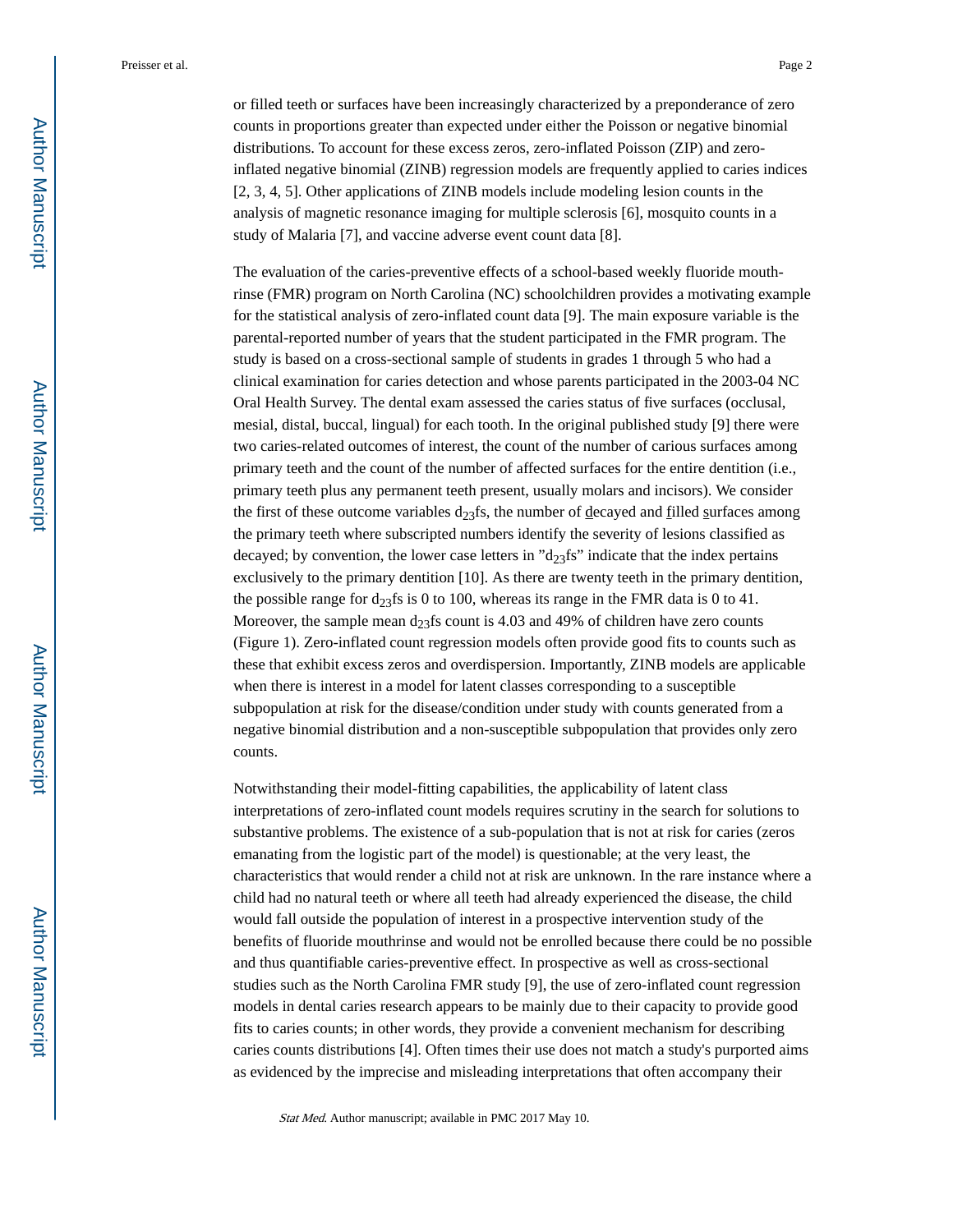or filled teeth or surfaces have been increasingly characterized by a preponderance of zero counts in proportions greater than expected under either the Poisson or negative binomial distributions. To account for these excess zeros, zero-inflated Poisson (ZIP) and zero-inflated negative binomial (ZINB) regression models are frequently applied to caries indices [2, 3, 4, 5]. Other applications of ZINB models include modeling lesion counts in the analysis of magnetic resonance imaging for multiple sclerosis [6], mosquito counts in a study of Malaria [7], and vaccine adverse event count data [8].

The evaluation of the caries-preventive effects of a school-based weekly fluoride mouth-rinse (FMR) program on North Carolina (NC) schoolchildren provides a motivating example for the statistical analysis of zero-inflated count data [9]. The main exposure variable is the parental-reported number of years that the student participated in the FMR program. The study is based on a cross-sectional sample of students in grades 1 through 5 who had a clinical examination for caries detection and whose parents participated in the 2003-04 NC Oral Health Survey. The dental exam assessed the caries status of five surfaces (occlusal, mesial, distal, buccal, lingual) for each tooth. In the original published study [9] there were two caries-related outcomes of interest, the count of the number of carious surfaces among primary teeth and the count of the number of affected surfaces for the entire dentition (i.e., primary teeth plus any permanent teeth present, usually molars and incisors). We consider the first of these outcome variables $d_{23}$fs, the number of decayed and filled surfaces among the primary teeth where subscripted numbers identify the severity of lesions classified as decayed; by convention, the lower case letters in "$d_{23}$fs" indicate that the index pertains exclusively to the primary dentition [10]. As there are twenty teeth in the primary dentition, the possible range for $d_{23}$fs is 0 to 100, whereas its range in the FMR data is 0 to 41. Moreover, the sample mean $d_{23}$fs count is 4.03 and 49% of children have zero counts (Figure 1). Zero-inflated count regression models often provide good fits to counts such as these that exhibit excess zeros and overdispersion. Importantly, ZINB models are applicable when there is interest in a model for latent classes corresponding to a susceptible subpopulation at risk for the disease/condition under study with counts generated from a negative binomial distribution and a non-susceptible subpopulation that provides only zero counts.

Notwithstanding their model-fitting capabilities, the applicability of latent class interpretations of zero-inflated count models requires scrutiny in the search for solutions to substantive problems. The existence of a sub-population that is not at risk for caries (zeros emanating from the logistic part of the model) is questionable; at the very least, the characteristics that would render a child not at risk are unknown. In the rare instance where a child had no natural teeth or where all teeth had already experienced the disease, the child would fall outside the population of interest in a prospective intervention study of the benefits of fluoride mouthrinse and would not be enrolled because there could be no possible and thus quantifiable caries-preventive effect. In prospective as well as cross-sectional studies such as the North Carolina FMR study [9], the use of zero-inflated count regression models in dental caries research appears to be mainly due to their capacity to provide good fits to caries counts; in other words, they provide a convenient mechanism for describing caries counts distributions [4]. Often times their use does not match a study's purported aims as evidenced by the imprecise and misleading interpretations that often accompany their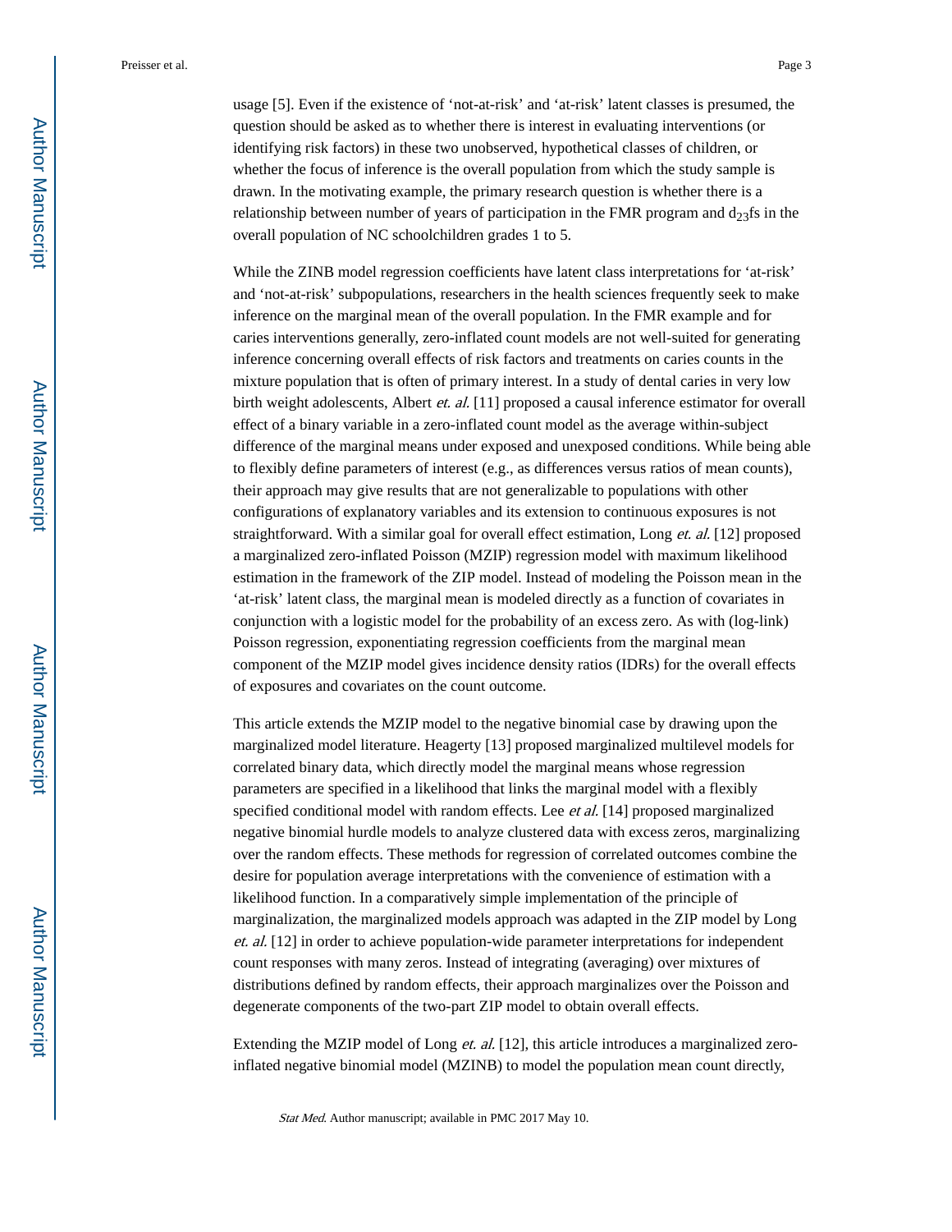usage [5]. Even if the existence of 'not-at-risk' and 'at-risk' latent classes is presumed, the question should be asked as to whether there is interest in evaluating interventions (or identifying risk factors) in these two unobserved, hypothetical classes of children, or whether the focus of inference is the overall population from which the study sample is drawn. In the motivating example, the primary research question is whether there is a relationship between number of years of participation in the FMR program and $d_{23}$fs in the overall population of NC schoolchildren grades 1 to 5.

While the ZINB model regression coefficients have latent class interpretations for 'at-risk' and 'not-at-risk' subpopulations, researchers in the health sciences frequently seek to make inference on the marginal mean of the overall population. In the FMR example and for caries interventions generally, zero-inflated count models are not well-suited for generating inference concerning overall effects of risk factors and treatments on caries counts in the mixture population that is often of primary interest. In a study of dental caries in very low birth weight adolescents, Albert *et. al.* [11] proposed a causal inference estimator for overall effect of a binary variable in a zero-inflated count model as the average within-subject difference of the marginal means under exposed and unexposed conditions. While being able to flexibly define parameters of interest (e.g., as differences versus ratios of mean counts), their approach may give results that are not generalizable to populations with other configurations of explanatory variables and its extension to continuous exposures is not straightforward. With a similar goal for overall effect estimation, Long *et. al.* [12] proposed a marginalized zero-inflated Poisson (MZIP) regression model with maximum likelihood estimation in the framework of the ZIP model. Instead of modeling the Poisson mean in the 'at-risk' latent class, the marginal mean is modeled directly as a function of covariates in conjunction with a logistic model for the probability of an excess zero. As with (log-link) Poisson regression, exponentiating regression coefficients from the marginal mean component of the MZIP model gives incidence density ratios (IDRs) for the overall effects of exposures and covariates on the count outcome.

This article extends the MZIP model to the negative binomial case by drawing upon the marginalized model literature. Heagerty [13] proposed marginalized multilevel models for correlated binary data, which directly model the marginal means whose regression parameters are specified in a likelihood that links the marginal model with a flexibly specified conditional model with random effects. Lee *et al.* [14] proposed marginalized negative binomial hurdle models to analyze clustered data with excess zeros, marginalizing over the random effects. These methods for regression of correlated outcomes combine the desire for population average interpretations with the convenience of estimation with a likelihood function. In a comparatively simple implementation of the principle of marginalization, the marginalized models approach was adapted in the ZIP model by Long *et. al.* [12] in order to achieve population-wide parameter interpretations for independent count responses with many zeros. Instead of integrating (averaging) over mixtures of distributions defined by random effects, their approach marginalizes over the Poisson and degenerate components of the two-part ZIP model to obtain overall effects.

Extending the MZIP model of Long *et. al.* [12], this article introduces a marginalized zero-inflated negative binomial model (MZINB) to model the population mean count directly,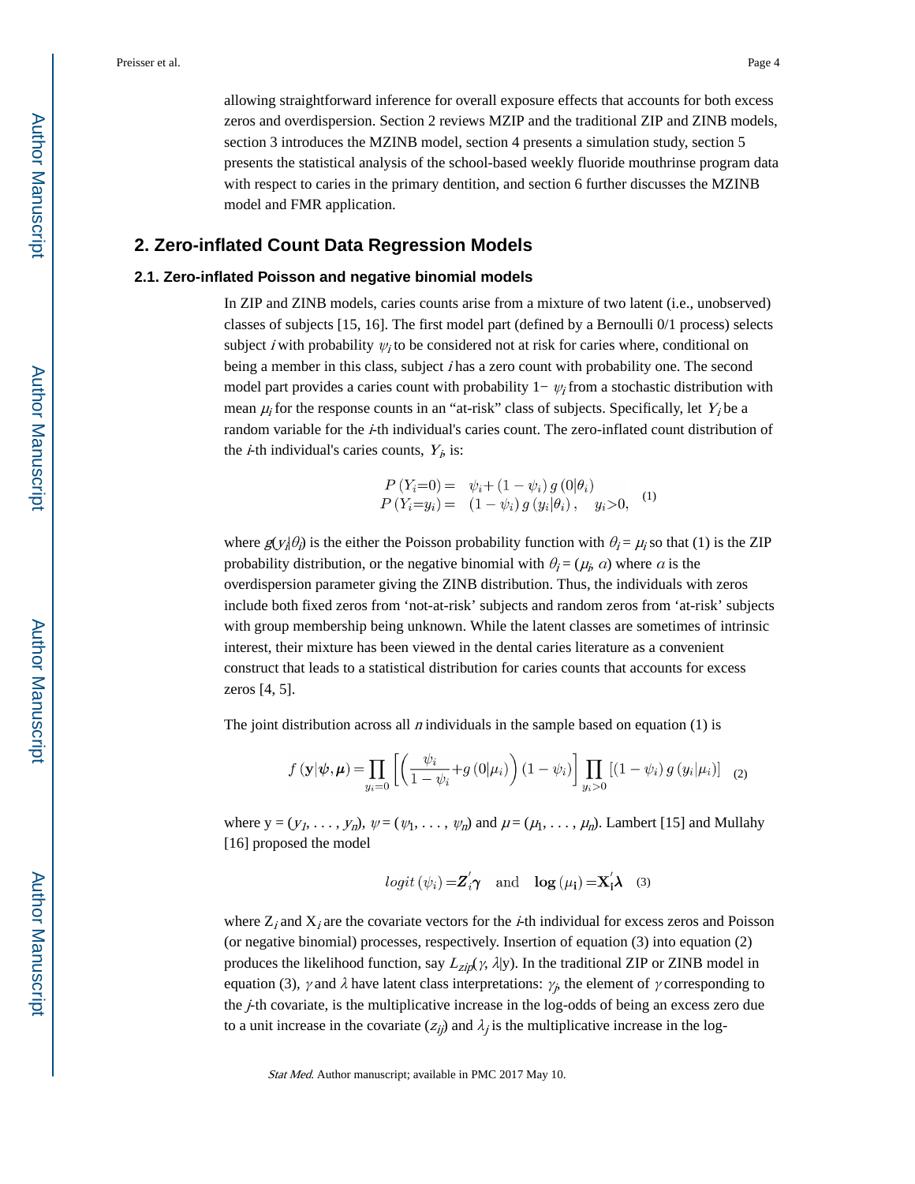allowing straightforward inference for overall exposure effects that accounts for both excess zeros and overdispersion. Section 2 reviews MZIP and the traditional ZIP and ZINB models, section 3 introduces the MZINB model, section 4 presents a simulation study, section 5 presents the statistical analysis of the school-based weekly fluoride mouthrinse program data with respect to caries in the primary dentition, and section 6 further discusses the MZINB model and FMR application.

## 2. Zero-inflated Count Data Regression Models

### 2.1. Zero-inflated Poisson and negative binomial models

In ZIP and ZINB models, caries counts arise from a mixture of two latent (i.e., unobserved) classes of subjects [15, 16]. The first model part (defined by a Bernoulli 0/1 process) selects subject $i$ with probability $\psi_i$ to be considered not at risk for caries where, conditional on being a member in this class, subject $i$ has a zero count with probability one. The second model part provides a caries count with probability $1-\psi_i$ from a stochastic distribution with mean $\mu_i$ for the response counts in an "at-risk" class of subjects. Specifically, let $Y_i$ be a random variable for the $i$-th individual's caries count. The zero-inflated count distribution of the $i$-th individual's caries counts, $Y_i$, is:

$$\begin{aligned} P(Y_i=0) &= \psi_i + (1-\psi_i)\, g(0|\theta_i) \\ P(Y_i=y_i) &= (1-\psi_i)\, g(y_i|\theta_i), \quad y_i>0, \end{aligned} \quad (1)$$

where $g(y_i|\theta_i)$ is the either the Poisson probability function with $\theta_i = \mu_i$ so that (1) is the ZIP probability distribution, or the negative binomial with $\theta_i = (\mu_i, \alpha)$ where $\alpha$ is the overdispersion parameter giving the ZINB distribution. Thus, the individuals with zeros include both fixed zeros from 'not-at-risk' subjects and random zeros from 'at-risk' subjects with group membership being unknown. While the latent classes are sometimes of intrinsic interest, their mixture has been viewed in the dental caries literature as a convenient construct that leads to a statistical distribution for caries counts that accounts for excess zeros [4, 5].

The joint distribution across all $n$ individuals in the sample based on equation (1) is

$$f(\mathbf{y}|\boldsymbol{\psi},\boldsymbol{\mu}) = \prod_{y_i=0}\left[\left(\frac{\psi_i}{1-\psi_i}+g(0|\mu_i)\right)(1-\psi_i)\right]\prod_{y_i>0}\left[(1-\psi_i)\, g(y_i|\mu_i)\right] \quad (2)$$

where $\mathrm{y} = (y_1, \ldots, y_n)$, $\psi = (\psi_1, \ldots, \psi_n)$ and $\mu = (\mu_1, \ldots, \mu_n)$. Lambert [15] and Mullahy [16] proposed the model

$$logit(\psi_i) = \boldsymbol{Z}_i'\boldsymbol{\gamma} \quad \text{and} \quad \log(\mu_i) = \mathbf{X}_i'\boldsymbol{\lambda} \quad (3)$$

where $Z_i$ and $X_i$ are the covariate vectors for the $i$-th individual for excess zeros and Poisson (or negative binomial) processes, respectively. Insertion of equation (3) into equation (2) produces the likelihood function, say $L_{zip}(\gamma, \lambda|\mathrm{y})$. In the traditional ZIP or ZINB model in equation (3), $\gamma$ and $\lambda$ have latent class interpretations: $\gamma_j$, the element of $\gamma$ corresponding to the $j$-th covariate, is the multiplicative increase in the log-odds of being an excess zero due to a unit increase in the covariate ($z_{ij}$) and $\lambda_j$ is the multiplicative increase in the log-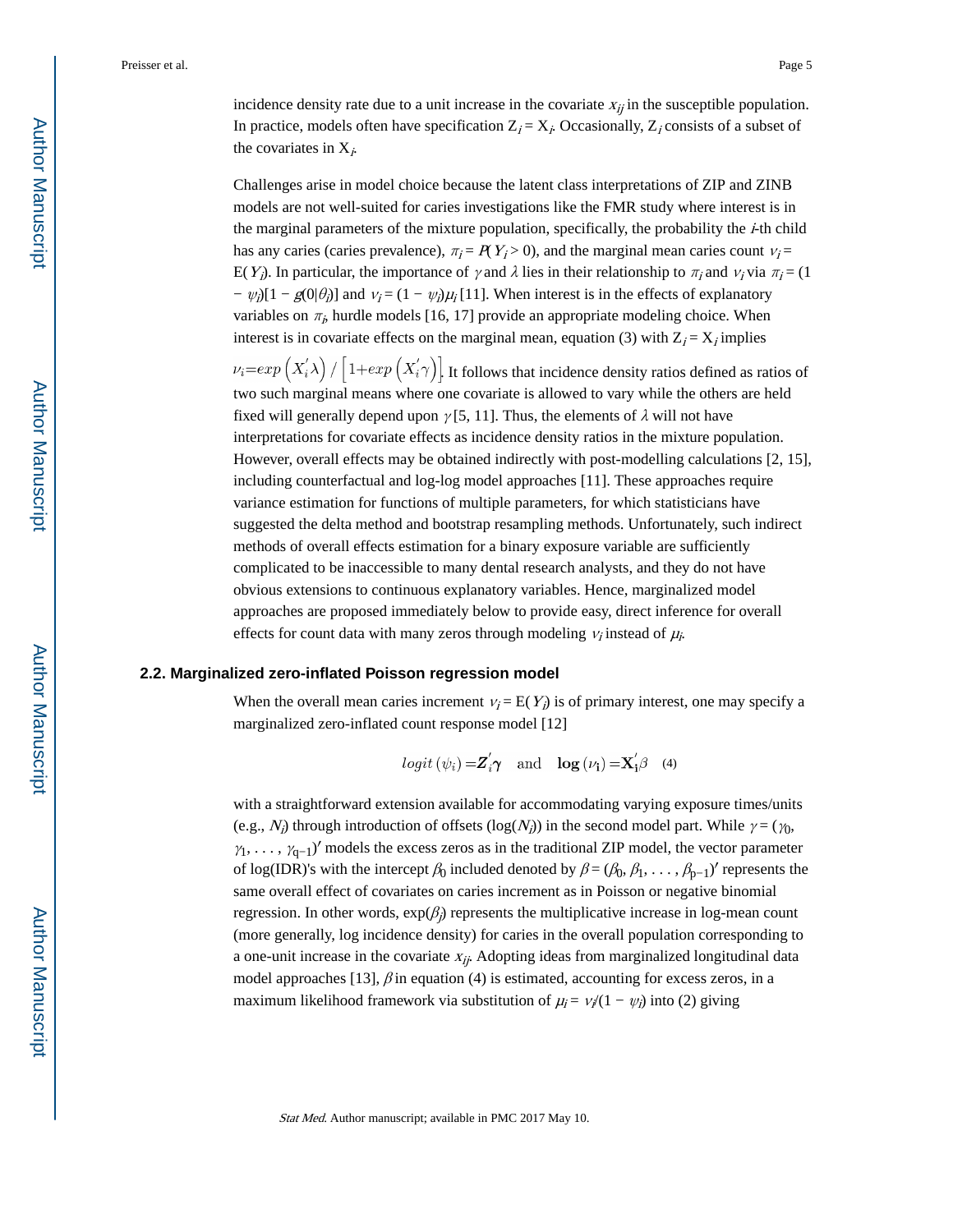incidence density rate due to a unit increase in the covariate $x_{ij}$ in the susceptible population. In practice, models often have specification $Z_i = X_i$. Occasionally, $Z_i$ consists of a subset of the covariates in $X_i$.

Challenges arise in model choice because the latent class interpretations of ZIP and ZINB models are not well-suited for caries investigations like the FMR study where interest is in the marginal parameters of the mixture population, specifically, the probability the $i$-th child has any caries (caries prevalence), $\pi_i = P(Y_i > 0)$, and the marginal mean caries count $\nu_i = E(Y_i)$. In particular, the importance of $\gamma$ and $\lambda$ lies in their relationship to $\pi_i$ and $\nu_i$ via $\pi_i = (1 - \psi_i)[1 - g(0|\theta_i)]$ and $\nu_i = (1 - \psi_i)\mu_i$ [11]. When interest is in the effects of explanatory variables on $\pi_i$, hurdle models [16, 17] provide an appropriate modeling choice. When interest is in covariate effects on the marginal mean, equation (3) with $Z_i = X_i$ implies $\nu_i = exp\left(X_i^{'}\lambda\right) / \left[1 + exp\left(X_i^{'}\gamma\right)\right]$. It follows that incidence density ratios defined as ratios of two such marginal means where one covariate is allowed to vary while the others are held fixed will generally depend upon $\gamma$ [5, 11]. Thus, the elements of $\lambda$ will not have interpretations for covariate effects as incidence density ratios in the mixture population. However, overall effects may be obtained indirectly with post-modelling calculations [2, 15], including counterfactual and log-log model approaches [11]. These approaches require variance estimation for functions of multiple parameters, for which statisticians have suggested the delta method and bootstrap resampling methods. Unfortunately, such indirect methods of overall effects estimation for a binary exposure variable are sufficiently complicated to be inaccessible to many dental research analysts, and they do not have obvious extensions to continuous explanatory variables. Hence, marginalized model approaches are proposed immediately below to provide easy, direct inference for overall effects for count data with many zeros through modeling $\nu_i$ instead of $\mu_i$.

### 2.2. Marginalized zero-inflated Poisson regression model

When the overall mean caries increment $\nu_i = E(Y_i)$ is of primary interest, one may specify a marginalized zero-inflated count response model [12]

$$logit\,(\psi_i) = \boldsymbol{Z}_i^{'}\boldsymbol{\gamma} \quad \text{and} \quad \mathbf{log}\,(\nu_\mathbf{i}) = \mathbf{X}_\mathbf{i}^{'}\beta \quad (4)$$

with a straightforward extension available for accommodating varying exposure times/units (e.g., $N_i$) through introduction of offsets ($\log(N_i)$) in the second model part. While $\gamma = (\gamma_0, \gamma_1, \ldots, \gamma_{q-1})'$ models the excess zeros as in the traditional ZIP model, the vector parameter of log(IDR)'s with the intercept $\beta_0$ included denoted by $\beta = (\beta_0, \beta_1, \ldots, \beta_{p-1})'$ represents the same overall effect of covariates on caries increment as in Poisson or negative binomial regression. In other words, $\exp(\beta_j)$ represents the multiplicative increase in log-mean count (more generally, log incidence density) for caries in the overall population corresponding to a one-unit increase in the covariate $x_{ij}$. Adopting ideas from marginalized longitudinal data model approaches [13], $\beta$ in equation (4) is estimated, accounting for excess zeros, in a maximum likelihood framework via substitution of $\mu_i = \nu_i/(1 - \psi_i)$ into (2) giving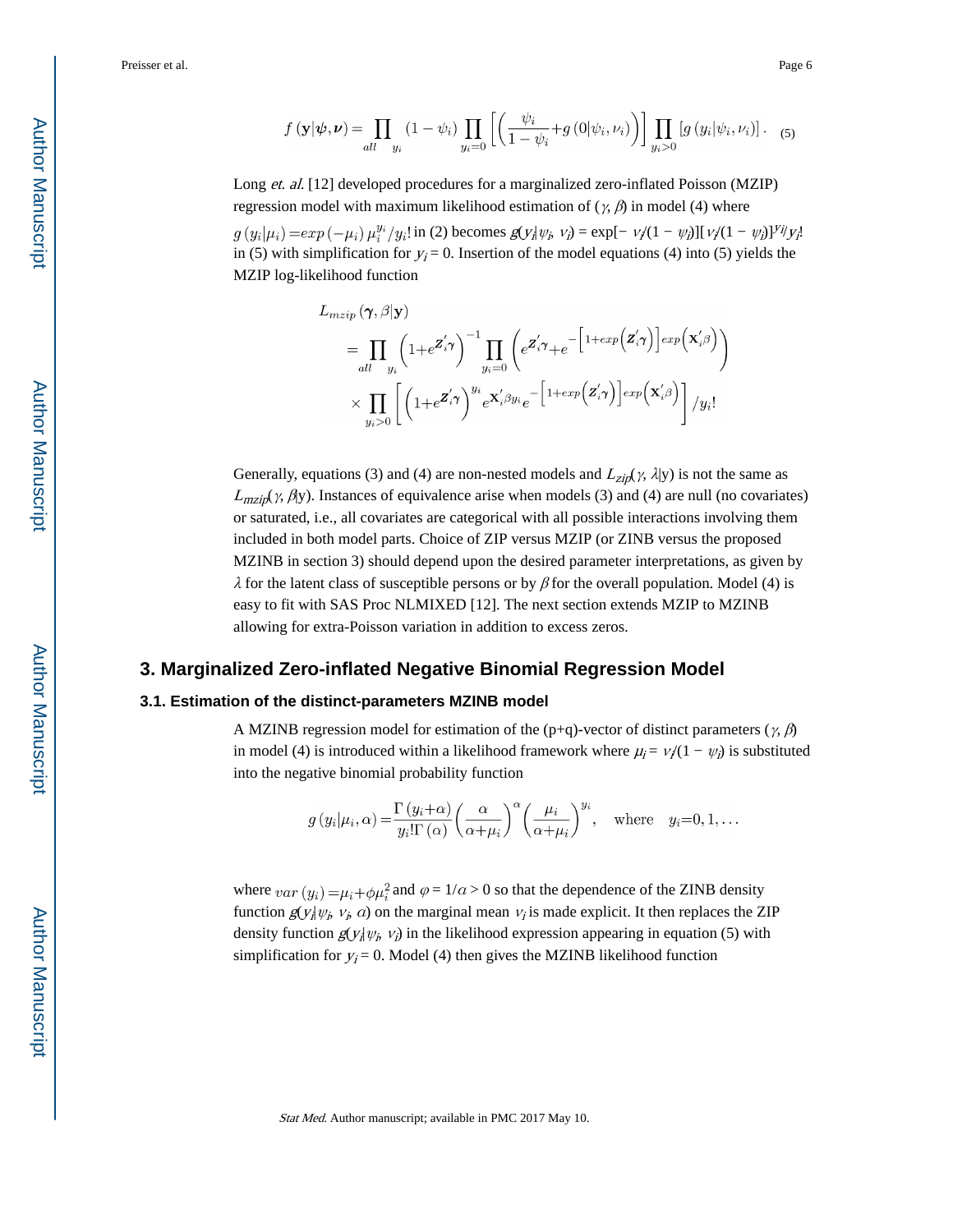$$f(\mathbf{y}|\boldsymbol{\psi},\boldsymbol{\nu}) = \prod_{all \quad y_i} (1-\psi_i) \prod_{y_i=0} \left[ \left( \frac{\psi_i}{1-\psi_i} + g(0|\psi_i,\nu_i) \right) \right] \prod_{y_i>0} \left[ g(y_i|\psi_i,\nu_i) \right]. \quad (5)$$

Long *et. al.* [12] developed procedures for a marginalized zero-inflated Poisson (MZIP) regression model with maximum likelihood estimation of $(\gamma, \beta)$ in model (4) where $g(y_i|\mu_i) = exp(-\mu_i)\, \mu_i^{y_i}/y_i!$ in (2) becomes $g(y_i|\psi_i, \nu_i) = \exp[-\nu_i/(1-\psi_i)][\nu_i/(1-\psi_i)]^{y_i}/y_i!$ in (5) with simplification for $y_i = 0$. Insertion of the model equations (4) into (5) yields the MZIP log-likelihood function

$$\begin{aligned} L_{mzip}(\boldsymbol{\gamma}, \beta|\mathbf{y}) \\ &= \prod_{all \quad y_i} \left(1+e^{\mathbf{Z}_i'\boldsymbol{\gamma}}\right)^{-1} \prod_{y_i=0} \left( e^{\mathbf{Z}_i'\boldsymbol{\gamma}} + e^{-\left[1+exp\left(\mathbf{Z}_i'\boldsymbol{\gamma}\right)\right] exp\left(\mathbf{X}_i'\beta\right)} \right) \\ &\times \prod_{y_i>0} \left[ \left(1+e^{\mathbf{Z}_i'\boldsymbol{\gamma}}\right)^{y_i} e^{\mathbf{X}_i'\beta y_i} e^{-\left[1+exp\left(\mathbf{Z}_i'\boldsymbol{\gamma}\right)\right] exp\left(\mathbf{X}_i'\beta\right)} \right] / y_i! \end{aligned}$$

Generally, equations (3) and (4) are non-nested models and $L_{zip}(\gamma, \lambda|\mathrm{y})$ is not the same as $L_{mzip}(\gamma, \beta|\mathrm{y})$. Instances of equivalence arise when models (3) and (4) are null (no covariates) or saturated, i.e., all covariates are categorical with all possible interactions involving them included in both model parts. Choice of ZIP versus MZIP (or ZINB versus the proposed MZINB in section 3) should depend upon the desired parameter interpretations, as given by $\lambda$ for the latent class of susceptible persons or by $\beta$ for the overall population. Model (4) is easy to fit with SAS Proc NLMIXED [12]. The next section extends MZIP to MZINB allowing for extra-Poisson variation in addition to excess zeros.

## 3. Marginalized Zero-inflated Negative Binomial Regression Model

### 3.1. Estimation of the distinct-parameters MZINB model

A MZINB regression model for estimation of the (p+q)-vector of distinct parameters $(\gamma, \beta)$ in model (4) is introduced within a likelihood framework where $\mu_i = \nu_i/(1-\psi_i)$ is substituted into the negative binomial probability function

$$g(y_i|\mu_i, \alpha) = \frac{\Gamma(y_i+\alpha)}{y_i!\Gamma(\alpha)} \left(\frac{\alpha}{\alpha+\mu_i}\right)^{\alpha} \left(\frac{\mu_i}{\alpha+\mu_i}\right)^{y_i}, \quad \text{where} \quad y_i = 0, 1, \ldots$$

where $var(y_i) = \mu_i + \phi\mu_i^2$ and $\varphi = 1/\alpha > 0$ so that the dependence of the ZINB density function $g(y_i|\psi_i, \nu_i, \alpha)$ on the marginal mean $\nu_i$ is made explicit. It then replaces the ZIP density function $g(y_i|\psi_i, \nu_i)$ in the likelihood expression appearing in equation (5) with simplification for $y_i = 0$. Model (4) then gives the MZINB likelihood function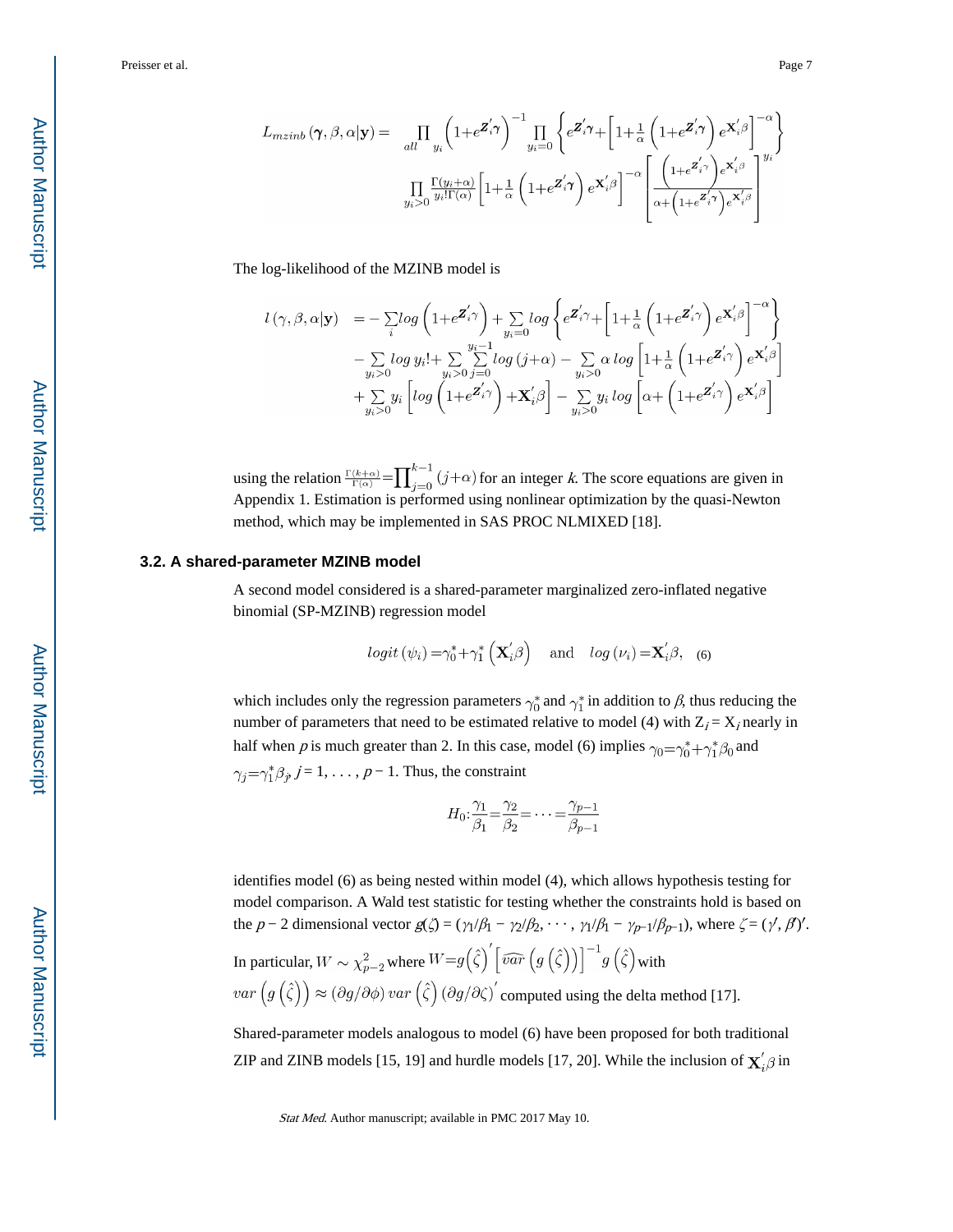$$L_{mzinb}(\boldsymbol{\gamma}, \beta, \alpha|\mathbf{y}) = \prod_{all\ y_i} \left(1+e^{\boldsymbol{Z}_i'\boldsymbol{\gamma}}\right)^{-1} \prod_{y_i=0} \left\{ e^{\boldsymbol{Z}_i'\boldsymbol{\gamma}} + \left[1+\frac{1}{\alpha}\left(1+e^{\boldsymbol{Z}_i'\boldsymbol{\gamma}}\right)e^{\mathbf{X}_i'\beta}\right]^{-\alpha} \right\}$$
$$\prod_{y_i>0} \frac{\Gamma(y_i+\alpha)}{y_i!\Gamma(\alpha)} \left[1+\frac{1}{\alpha}\left(1+e^{\boldsymbol{Z}_i'\boldsymbol{\gamma}}\right)e^{\mathbf{X}_i'\beta}\right]^{-\alpha} \left[\frac{\left(1+e^{\boldsymbol{Z}_i'\gamma}\right)e^{\mathbf{X}_i'\beta}}{\alpha+\left(1+e^{\boldsymbol{Z}_i'\gamma}\right)e^{\mathbf{X}_i'\beta}}\right]^{y_i}$$

The log-likelihood of the MZINB model is

$$\begin{aligned} l(\gamma, \beta, \alpha|\mathbf{y}) = & -\sum_i log\left(1+e^{\boldsymbol{Z}_i'\gamma}\right) + \sum_{y_i=0} log\left\{e^{\boldsymbol{Z}_i'\gamma} + \left[1+\frac{1}{\alpha}\left(1+e^{\boldsymbol{Z}_i'\gamma}\right)e^{\mathbf{X}_i'\beta}\right]^{-\alpha}\right\} \\ & -\sum_{y_i>0} log\, y_i! + \sum_{y_i>0}\sum_{j=0}^{y_i-1} log(j+\alpha) - \sum_{y_i>0} \alpha\, log\left[1+\frac{1}{\alpha}\left(1+e^{\boldsymbol{Z}_i'\gamma}\right)e^{\mathbf{X}_i'\beta}\right] \\ & +\sum_{y_i>0} y_i\left[log\left(1+e^{\boldsymbol{Z}_i'\gamma}\right)+\mathbf{X}_i'\beta\right] - \sum_{y_i>0} y_i\, log\left[\alpha+\left(1+e^{\boldsymbol{Z}_i'\gamma}\right)e^{\mathbf{X}_i'\beta}\right] \end{aligned}$$

using the relation $\frac{\Gamma(k+\alpha)}{\Gamma(\alpha)} = \prod_{j=0}^{k-1}(j+\alpha)$ for an integer $k$. The score equations are given in Appendix 1. Estimation is performed using nonlinear optimization by the quasi-Newton method, which may be implemented in SAS PROC NLMIXED [18].

### 3.2. A shared-parameter MZINB model

A second model considered is a shared-parameter marginalized zero-inflated negative binomial (SP-MZINB) regression model

$$logit(\psi_i) = \gamma_0^* + \gamma_1^*\left(\mathbf{X}_i'\beta\right) \quad \text{and} \quad log(\nu_i) = \mathbf{X}_i'\beta, \quad (6)$$

which includes only the regression parameters $\gamma_0^*$ and $\gamma_1^*$ in addition to $\beta$, thus reducing the number of parameters that need to be estimated relative to model (4) with $Z_i = X_i$ nearly in half when $p$ is much greater than 2. In this case, model (6) implies $\gamma_0 = \gamma_0^* + \gamma_1^*\beta_0$ and $\gamma_j = \gamma_1^*\beta_j$, $j = 1, \ldots, p-1$. Thus, the constraint

$$H_0: \frac{\gamma_1}{\beta_1} = \frac{\gamma_2}{\beta_2} = \cdots = \frac{\gamma_{p-1}}{\beta_{p-1}}$$

identifies model (6) as being nested within model (4), which allows hypothesis testing for model comparison. A Wald test statistic for testing whether the constraints hold is based on the $p-2$ dimensional vector $g(\zeta) = (\gamma_1/\beta_1 - \gamma_2/\beta_2, \cdots, \gamma_1/\beta_1 - \gamma_{p-1}/\beta_{p-1})$, where $\zeta = (\gamma', \beta')'$. In particular, $W \sim \chi^2_{p-2}$ where $W = g\left(\hat{\zeta}\right)'\left[\widehat{var}\left(g\left(\hat{\zeta}\right)\right)\right]^{-1} g\left(\hat{\zeta}\right)$ with $var\left(g\left(\hat{\zeta}\right)\right) \approx (\partial g/\partial\phi)\, var\left(\hat{\zeta}\right)(\partial g/\partial\zeta)'$ computed using the delta method [17].

Shared-parameter models analogous to model (6) have been proposed for both traditional ZIP and ZINB models [15, 19] and hurdle models [17, 20]. While the inclusion of $\mathbf{X}_i'\beta$ in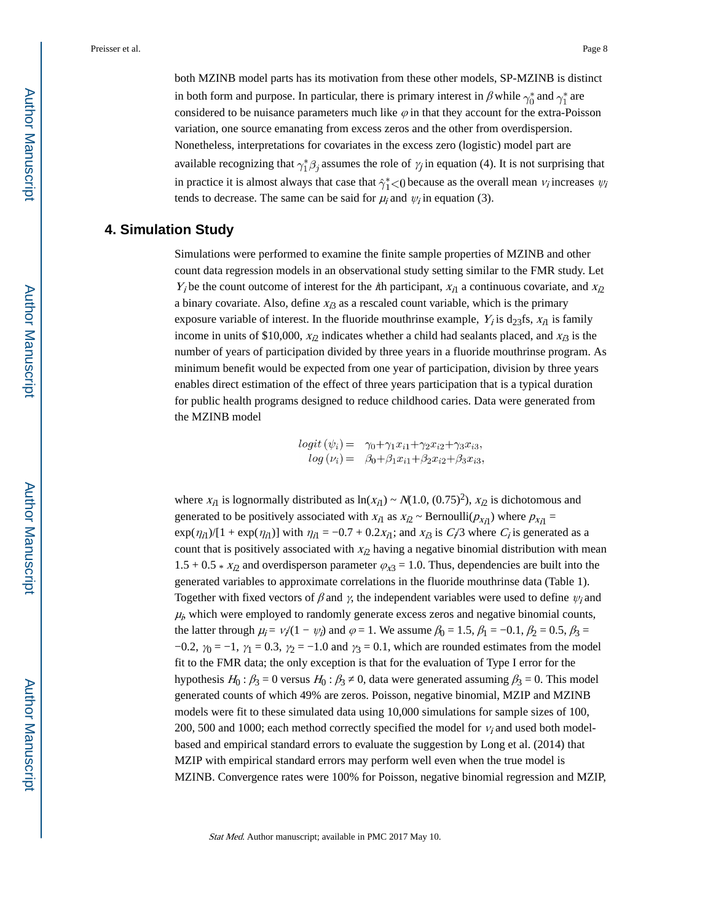both MZINB model parts has its motivation from these other models, SP-MZINB is distinct in both form and purpose. In particular, there is primary interest in $\beta$ while $\gamma_0^*$ and $\gamma_1^*$ are considered to be nuisance parameters much like $\varphi$ in that they account for the extra-Poisson variation, one source emanating from excess zeros and the other from overdispersion. Nonetheless, interpretations for covariates in the excess zero (logistic) model part are available recognizing that $\gamma_1^*\beta_j$ assumes the role of $\gamma_j$ in equation (4). It is not surprising that in practice it is almost always that case that $\hat{\gamma}_1^*<0$ because as the overall mean $\nu_i$ increases $\psi_i$ tends to decrease. The same can be said for $\mu_i$ and $\psi_i$ in equation (3).

## 4. Simulation Study

Simulations were performed to examine the finite sample properties of MZINB and other count data regression models in an observational study setting similar to the FMR study. Let $Y_i$ be the count outcome of interest for the $i$th participant, $x_{i1}$ a continuous covariate, and $x_{i2}$ a binary covariate. Also, define $x_{i3}$ as a rescaled count variable, which is the primary exposure variable of interest. In the fluoride mouthrinse example, $Y_i$ is $d_{23}$fs, $x_{i1}$ is family income in units of \$10,000, $x_{i2}$ indicates whether a child had sealants placed, and $x_{i3}$ is the number of years of participation divided by three years in a fluoride mouthrinse program. As minimum benefit would be expected from one year of participation, division by three years enables direct estimation of the effect of three years participation that is a typical duration for public health programs designed to reduce childhood caries. Data were generated from the MZINB model

$$
\begin{aligned}
logit\,(\psi_i) &= \gamma_0+\gamma_1 x_{i1}+\gamma_2 x_{i2}+\gamma_3 x_{i3},\\
log\,(\nu_i) &= \beta_0+\beta_1 x_{i1}+\beta_2 x_{i2}+\beta_3 x_{i3},
\end{aligned}
$$

where $x_{i1}$ is lognormally distributed as $\ln(x_{i1}) \sim N(1.0, (0.75)^2)$, $x_{i2}$ is dichotomous and generated to be positively associated with $x_{i1}$ as $x_{i2} \sim \text{Bernoulli}(p_{x_{i1}})$ where $p_{x_{i1}} = \exp(\eta_{i1})/[1 + \exp(\eta_{i1})]$ with $\eta_{i1} = -0.7 + 0.2x_{i1}$; and $x_{i3}$ is $C_i/3$ where $C_i$ is generated as a count that is positively associated with $x_{i2}$ having a negative binomial distribution with mean $1.5 + 0.5 * x_{i2}$ and overdisperson parameter $\varphi_{x3} = 1.0$. Thus, dependencies are built into the generated variables to approximate correlations in the fluoride mouthrinse data (Table 1). Together with fixed vectors of $\beta$ and $\gamma$, the independent variables were used to define $\psi_i$ and $\mu_i$, which were employed to randomly generate excess zeros and negative binomial counts, the latter through $\mu_i = \nu_i/(1 - \psi_i)$ and $\varphi = 1$. We assume $\beta_0 = 1.5$, $\beta_1 = -0.1$, $\beta_2 = 0.5$, $\beta_3 = -0.2$, $\gamma_0 = -1$, $\gamma_1 = 0.3$, $\gamma_2 = -1.0$ and $\gamma_3 = 0.1$, which are rounded estimates from the model fit to the FMR data; the only exception is that for the evaluation of Type I error for the hypothesis $H_0 : \beta_3 = 0$ versus $H_0 : \beta_3 \neq 0$, data were generated assuming $\beta_3 = 0$. This model generated counts of which 49% are zeros. Poisson, negative binomial, MZIP and MZINB models were fit to these simulated data using 10,000 simulations for sample sizes of 100, 200, 500 and 1000; each method correctly specified the model for $\nu_i$ and used both model-based and empirical standard errors to evaluate the suggestion by Long et al. (2014) that MZIP with empirical standard errors may perform well even when the true model is MZINB. Convergence rates were 100% for Poisson, negative binomial regression and MZIP,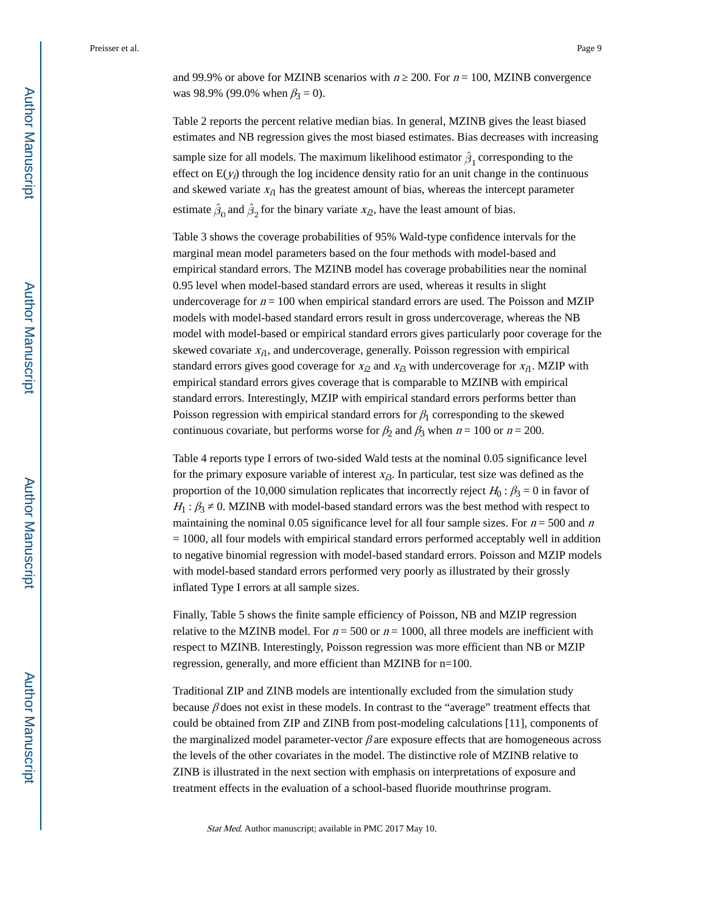and 99.9% or above for MZINB scenarios with $n \geq 200$. For $n = 100$, MZINB convergence was 98.9% (99.0% when $\beta_3 = 0$).

Table 2 reports the percent relative median bias. In general, MZINB gives the least biased estimates and NB regression gives the most biased estimates. Bias decreases with increasing sample size for all models. The maximum likelihood estimator $\hat{\beta}_1$ corresponding to the effect on $E(y_i)$ through the log incidence density ratio for an unit change in the continuous and skewed variate $x_{i1}$ has the greatest amount of bias, whereas the intercept parameter estimate $\hat{\beta}_0$ and $\hat{\beta}_2$ for the binary variate $x_{i2}$, have the least amount of bias.

Table 3 shows the coverage probabilities of 95% Wald-type confidence intervals for the marginal mean model parameters based on the four methods with model-based and empirical standard errors. The MZINB model has coverage probabilities near the nominal 0.95 level when model-based standard errors are used, whereas it results in slight undercoverage for $n = 100$ when empirical standard errors are used. The Poisson and MZIP models with model-based standard errors result in gross undercoverage, whereas the NB model with model-based or empirical standard errors gives particularly poor coverage for the skewed covariate $x_{i1}$, and undercoverage, generally. Poisson regression with empirical standard errors gives good coverage for $x_{i2}$ and $x_{i3}$ with undercoverage for $x_{i1}$. MZIP with empirical standard errors gives coverage that is comparable to MZINB with empirical standard errors. Interestingly, MZIP with empirical standard errors performs better than Poisson regression with empirical standard errors for $\beta_1$ corresponding to the skewed continuous covariate, but performs worse for $\beta_2$ and $\beta_3$ when $n = 100$ or $n = 200$.

Table 4 reports type I errors of two-sided Wald tests at the nominal 0.05 significance level for the primary exposure variable of interest $x_{i3}$. In particular, test size was defined as the proportion of the 10,000 simulation replicates that incorrectly reject $H_0 : \beta_3 = 0$ in favor of $H_1 : \beta_3 \neq 0$. MZINB with model-based standard errors was the best method with respect to maintaining the nominal 0.05 significance level for all four sample sizes. For $n = 500$ and $n = 1000$, all four models with empirical standard errors performed acceptably well in addition to negative binomial regression with model-based standard errors. Poisson and MZIP models with model-based standard errors performed very poorly as illustrated by their grossly inflated Type I errors at all sample sizes.

Finally, Table 5 shows the finite sample efficiency of Poisson, NB and MZIP regression relative to the MZINB model. For $n = 500$ or $n = 1000$, all three models are inefficient with respect to MZINB. Interestingly, Poisson regression was more efficient than NB or MZIP regression, generally, and more efficient than MZINB for n=100.

Traditional ZIP and ZINB models are intentionally excluded from the simulation study because $\beta$ does not exist in these models. In contrast to the "average" treatment effects that could be obtained from ZIP and ZINB from post-modeling calculations [11], components of the marginalized model parameter-vector $\beta$ are exposure effects that are homogeneous across the levels of the other covariates in the model. The distinctive role of MZINB relative to ZINB is illustrated in the next section with emphasis on interpretations of exposure and treatment effects in the evaluation of a school-based fluoride mouthrinse program.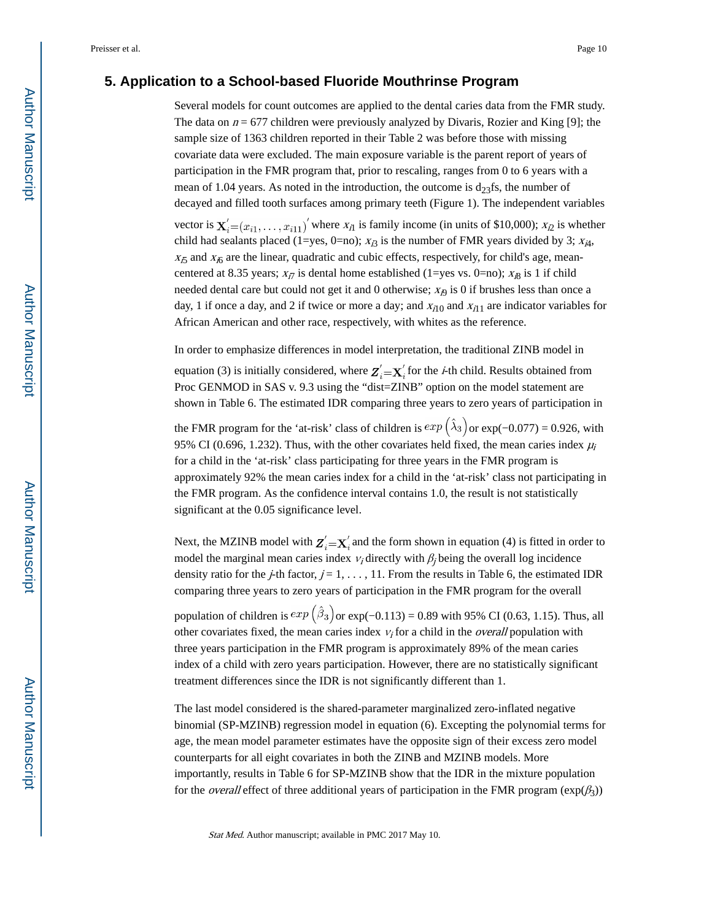## 5. Application to a School-based Fluoride Mouthrinse Program

Several models for count outcomes are applied to the dental caries data from the FMR study. The data on $n = 677$ children were previously analyzed by Divaris, Rozier and King [9]; the sample size of 1363 children reported in their Table 2 was before those with missing covariate data were excluded. The main exposure variable is the parent report of years of participation in the FMR program that, prior to rescaling, ranges from 0 to 6 years with a mean of 1.04 years. As noted in the introduction, the outcome is $d_{23}$fs, the number of decayed and filled tooth surfaces among primary teeth (Figure 1). The independent variables vector is $\mathbf{X}_i' = (x_{i1}, \ldots, x_{i11})'$ where $x_{i1}$ is family income (in units of \$10,000); $x_{i2}$ is whether child had sealants placed (1=yes, 0=no); $x_{i3}$ is the number of FMR years divided by 3; $x_{i4}$, $x_{i5}$ and $x_{i6}$ are the linear, quadratic and cubic effects, respectively, for child's age, mean-centered at 8.35 years; $x_{i7}$ is dental home established (1=yes vs. 0=no); $x_{i8}$ is 1 if child needed dental care but could not get it and 0 otherwise; $x_{i9}$ is 0 if brushes less than once a day, 1 if once a day, and 2 if twice or more a day; and $x_{i10}$ and $x_{i11}$ are indicator variables for African American and other race, respectively, with whites as the reference.

In order to emphasize differences in model interpretation, the traditional ZINB model in equation (3) is initially considered, where $\mathbf{Z}_i' = \mathbf{X}_i'$ for the $i$-th child. Results obtained from Proc GENMOD in SAS v. 9.3 using the "dist=ZINB" option on the model statement are shown in Table 6. The estimated IDR comparing three years to zero years of participation in the FMR program for the 'at-risk' class of children is $exp\left(\hat{\lambda}_3\right)$ or exp(−0.077) = 0.926, with 95% CI (0.696, 1.232). Thus, with the other covariates held fixed, the mean caries index $\mu_i$ for a child in the 'at-risk' class participating for three years in the FMR program is approximately 92% the mean caries index for a child in the 'at-risk' class not participating in the FMR program. As the confidence interval contains 1.0, the result is not statistically significant at the 0.05 significance level.

Next, the MZINB model with $\mathbf{Z}_i' = \mathbf{X}_i'$ and the form shown in equation (4) is fitted in order to model the marginal mean caries index $\nu_i$ directly with $\beta_j$ being the overall log incidence density ratio for the $j$-th factor, $j = 1, \ldots, 11$. From the results in Table 6, the estimated IDR comparing three years to zero years of participation in the FMR program for the overall population of children is $exp\left(\hat{\beta}_3\right)$ or exp(−0.113) = 0.89 with 95% CI (0.63, 1.15). Thus, all other covariates fixed, the mean caries index $\nu_i$ for a child in the *overall* population with three years participation in the FMR program is approximately 89% of the mean caries index of a child with zero years participation. However, there are no statistically significant treatment differences since the IDR is not significantly different than 1.

The last model considered is the shared-parameter marginalized zero-inflated negative binomial (SP-MZINB) regression model in equation (6). Excepting the polynomial terms for age, the mean model parameter estimates have the opposite sign of their excess zero model counterparts for all eight covariates in both the ZINB and MZINB models. More importantly, results in Table 6 for SP-MZINB show that the IDR in the mixture population for the *overall* effect of three additional years of participation in the FMR program (exp($\beta_3$))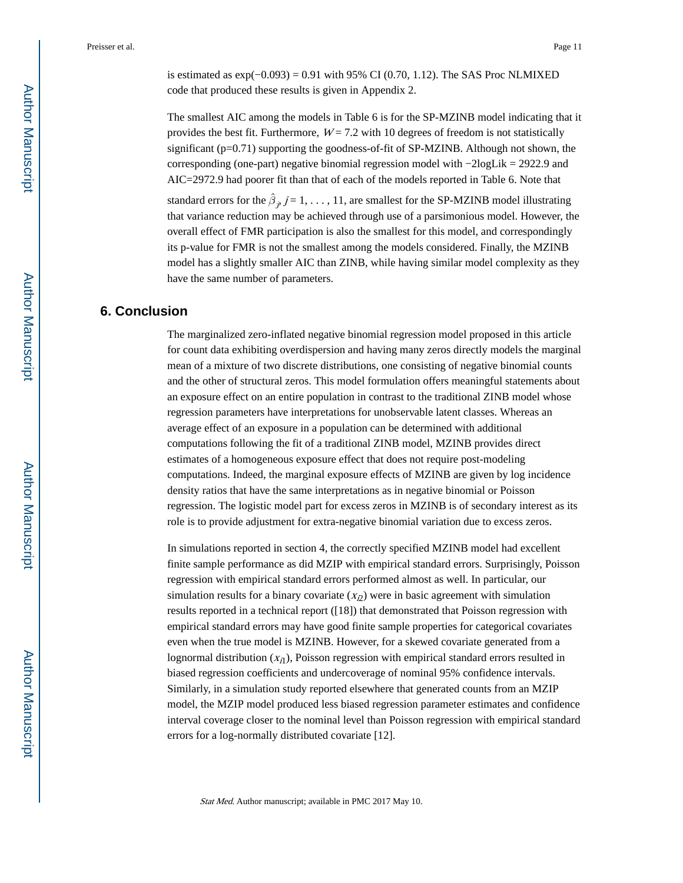is estimated as exp(−0.093) = 0.91 with 95% CI (0.70, 1.12). The SAS Proc NLMIXED code that produced these results is given in Appendix 2.

The smallest AIC among the models in Table 6 is for the SP-MZINB model indicating that it provides the best fit. Furthermore, $W = 7.2$ with 10 degrees of freedom is not statistically significant (p=0.71) supporting the goodness-of-fit of SP-MZINB. Although not shown, the corresponding (one-part) negative binomial regression model with −2logLik = 2922.9 and AIC=2972.9 had poorer fit than that of each of the models reported in Table 6. Note that standard errors for the $\hat{\beta}_j$, $j = 1, \ldots, 11$, are smallest for the SP-MZINB model illustrating that variance reduction may be achieved through use of a parsimonious model. However, the overall effect of FMR participation is also the smallest for this model, and correspondingly its p-value for FMR is not the smallest among the models considered. Finally, the MZINB model has a slightly smaller AIC than ZINB, while having similar model complexity as they have the same number of parameters.

## 6. Conclusion

The marginalized zero-inflated negative binomial regression model proposed in this article for count data exhibiting overdispersion and having many zeros directly models the marginal mean of a mixture of two discrete distributions, one consisting of negative binomial counts and the other of structural zeros. This model formulation offers meaningful statements about an exposure effect on an entire population in contrast to the traditional ZINB model whose regression parameters have interpretations for unobservable latent classes. Whereas an average effect of an exposure in a population can be determined with additional computations following the fit of a traditional ZINB model, MZINB provides direct estimates of a homogeneous exposure effect that does not require post-modeling computations. Indeed, the marginal exposure effects of MZINB are given by log incidence density ratios that have the same interpretations as in negative binomial or Poisson regression. The logistic model part for excess zeros in MZINB is of secondary interest as its role is to provide adjustment for extra-negative binomial variation due to excess zeros.

In simulations reported in section 4, the correctly specified MZINB model had excellent finite sample performance as did MZIP with empirical standard errors. Surprisingly, Poisson regression with empirical standard errors performed almost as well. In particular, our simulation results for a binary covariate ($x_{i2}$) were in basic agreement with simulation results reported in a technical report ([18]) that demonstrated that Poisson regression with empirical standard errors may have good finite sample properties for categorical covariates even when the true model is MZINB. However, for a skewed covariate generated from a lognormal distribution ($x_{i1}$), Poisson regression with empirical standard errors resulted in biased regression coefficients and undercoverage of nominal 95% confidence intervals. Similarly, in a simulation study reported elsewhere that generated counts from an MZIP model, the MZIP model produced less biased regression parameter estimates and confidence interval coverage closer to the nominal level than Poisson regression with empirical standard errors for a log-normally distributed covariate [12].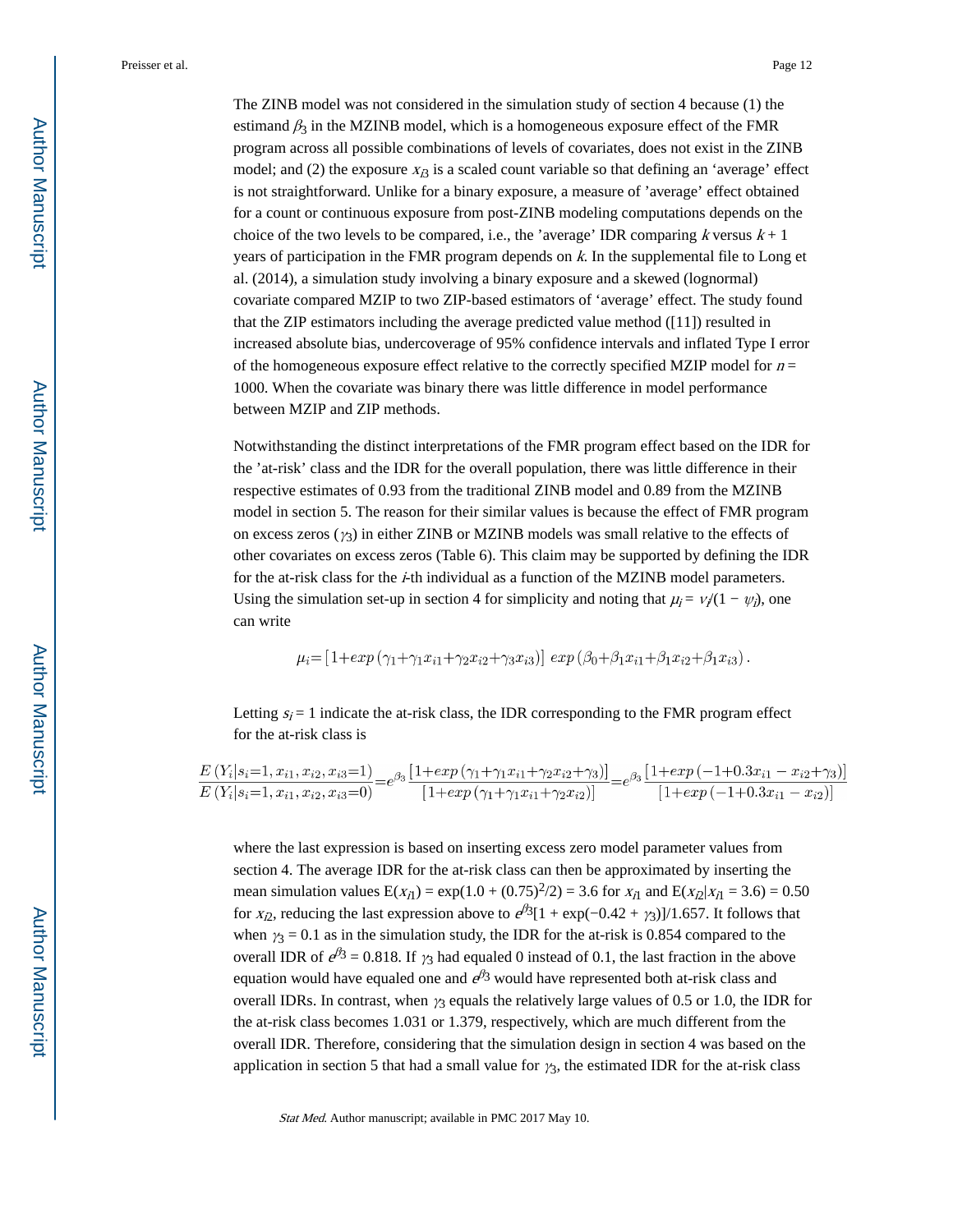The ZINB model was not considered in the simulation study of section 4 because (1) the estimand $\beta_3$ in the MZINB model, which is a homogeneous exposure effect of the FMR program across all possible combinations of levels of covariates, does not exist in the ZINB model; and (2) the exposure $x_{i3}$ is a scaled count variable so that defining an 'average' effect is not straightforward. Unlike for a binary exposure, a measure of 'average' effect obtained for a count or continuous exposure from post-ZINB modeling computations depends on the choice of the two levels to be compared, i.e., the 'average' IDR comparing $k$ versus $k + 1$ years of participation in the FMR program depends on $k$. In the supplemental file to Long et al. (2014), a simulation study involving a binary exposure and a skewed (lognormal) covariate compared MZIP to two ZIP-based estimators of 'average' effect. The study found that the ZIP estimators including the average predicted value method ([11]) resulted in increased absolute bias, undercoverage of 95% confidence intervals and inflated Type I error of the homogeneous exposure effect relative to the correctly specified MZIP model for $n$ = 1000. When the covariate was binary there was little difference in model performance between MZIP and ZIP methods.

Notwithstanding the distinct interpretations of the FMR program effect based on the IDR for the 'at-risk' class and the IDR for the overall population, there was little difference in their respective estimates of 0.93 from the traditional ZINB model and 0.89 from the MZINB model in section 5. The reason for their similar values is because the effect of FMR program on excess zeros ($\gamma_3$) in either ZINB or MZINB models was small relative to the effects of other covariates on excess zeros (Table 6). This claim may be supported by defining the IDR for the at-risk class for the $i$-th individual as a function of the MZINB model parameters. Using the simulation set-up in section 4 for simplicity and noting that $\mu_i = \nu_i/(1 - \psi_i)$, one can write

$$\mu_i = \left[1 + exp\left(\gamma_1 + \gamma_1 x_{i1} + \gamma_2 x_{i2} + \gamma_3 x_{i3}\right)\right]\ exp\left(\beta_0 + \beta_1 x_{i1} + \beta_1 x_{i2} + \beta_1 x_{i3}\right).$$

Letting $s_i = 1$ indicate the at-risk class, the IDR corresponding to the FMR program effect for the at-risk class is

$$\frac{E\left(Y_i | s_i = 1, x_{i1}, x_{i2}, x_{i3} = 1\right)}{E\left(Y_i | s_i = 1, x_{i1}, x_{i2}, x_{i3} = 0\right)} = e^{\beta_3} \frac{\left[1 + exp\left(\gamma_1 + \gamma_1 x_{i1} + \gamma_2 x_{i2} + \gamma_3\right)\right]}{\left[1 + exp\left(\gamma_1 + \gamma_1 x_{i1} + \gamma_2 x_{i2}\right)\right]} = e^{\beta_3} \frac{\left[1 + exp\left(-1 + 0.3 x_{i1} - x_{i2} + \gamma_3\right)\right]}{\left[1 + exp\left(-1 + 0.3 x_{i1} - x_{i2}\right)\right]}$$

where the last expression is based on inserting excess zero model parameter values from section 4. The average IDR for the at-risk class can then be approximated by inserting the mean simulation values $E(x_{i1}) = \exp(1.0 + (0.75)^2/2) = 3.6$ for $x_{i1}$ and $E(x_{i2} | x_{i1} = 3.6) = 0.50$ for $x_{i2}$, reducing the last expression above to $e^{\beta_3}[1 + \exp(-0.42 + \gamma_3)]/1.657$. It follows that when $\gamma_3 = 0.1$ as in the simulation study, the IDR for the at-risk is 0.854 compared to the overall IDR of $e^{\beta_3} = 0.818$. If $\gamma_3$ had equaled 0 instead of 0.1, the last fraction in the above equation would have equaled one and $e^{\beta_3}$ would have represented both at-risk class and overall IDRs. In contrast, when $\gamma_3$ equals the relatively large values of 0.5 or 1.0, the IDR for the at-risk class becomes 1.031 or 1.379, respectively, which are much different from the overall IDR. Therefore, considering that the simulation design in section 4 was based on the application in section 5 that had a small value for $\gamma_3$, the estimated IDR for the at-risk class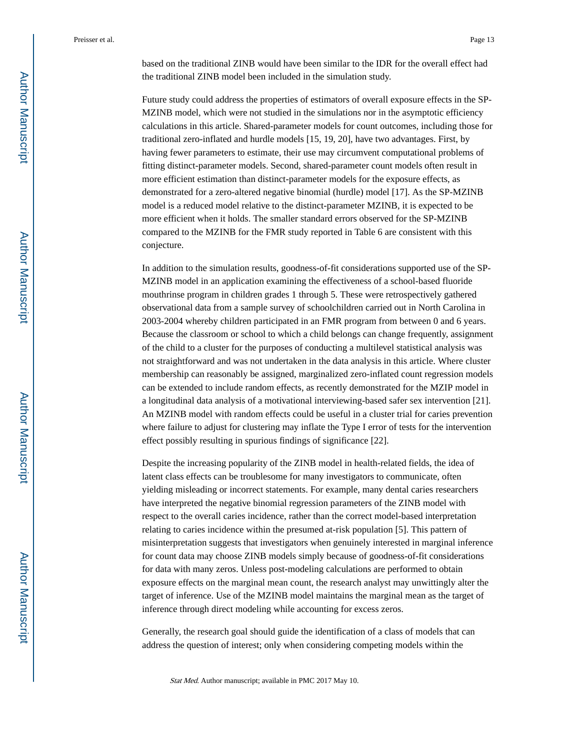based on the traditional ZINB would have been similar to the IDR for the overall effect had the traditional ZINB model been included in the simulation study.

Future study could address the properties of estimators of overall exposure effects in the SP-MZINB model, which were not studied in the simulations nor in the asymptotic efficiency calculations in this article. Shared-parameter models for count outcomes, including those for traditional zero-inflated and hurdle models [15, 19, 20], have two advantages. First, by having fewer parameters to estimate, their use may circumvent computational problems of fitting distinct-parameter models. Second, shared-parameter count models often result in more efficient estimation than distinct-parameter models for the exposure effects, as demonstrated for a zero-altered negative binomial (hurdle) model [17]. As the SP-MZINB model is a reduced model relative to the distinct-parameter MZINB, it is expected to be more efficient when it holds. The smaller standard errors observed for the SP-MZINB compared to the MZINB for the FMR study reported in Table 6 are consistent with this conjecture.

In addition to the simulation results, goodness-of-fit considerations supported use of the SP-MZINB model in an application examining the effectiveness of a school-based fluoride mouthrinse program in children grades 1 through 5. These were retrospectively gathered observational data from a sample survey of schoolchildren carried out in North Carolina in 2003-2004 whereby children participated in an FMR program from between 0 and 6 years. Because the classroom or school to which a child belongs can change frequently, assignment of the child to a cluster for the purposes of conducting a multilevel statistical analysis was not straightforward and was not undertaken in the data analysis in this article. Where cluster membership can reasonably be assigned, marginalized zero-inflated count regression models can be extended to include random effects, as recently demonstrated for the MZIP model in a longitudinal data analysis of a motivational interviewing-based safer sex intervention [21]. An MZINB model with random effects could be useful in a cluster trial for caries prevention where failure to adjust for clustering may inflate the Type I error of tests for the intervention effect possibly resulting in spurious findings of significance [22].

Despite the increasing popularity of the ZINB model in health-related fields, the idea of latent class effects can be troublesome for many investigators to communicate, often yielding misleading or incorrect statements. For example, many dental caries researchers have interpreted the negative binomial regression parameters of the ZINB model with respect to the overall caries incidence, rather than the correct model-based interpretation relating to caries incidence within the presumed at-risk population [5]. This pattern of misinterpretation suggests that investigators when genuinely interested in marginal inference for count data may choose ZINB models simply because of goodness-of-fit considerations for data with many zeros. Unless post-modeling calculations are performed to obtain exposure effects on the marginal mean count, the research analyst may unwittingly alter the target of inference. Use of the MZINB model maintains the marginal mean as the target of inference through direct modeling while accounting for excess zeros.

Generally, the research goal should guide the identification of a class of models that can address the question of interest; only when considering competing models within the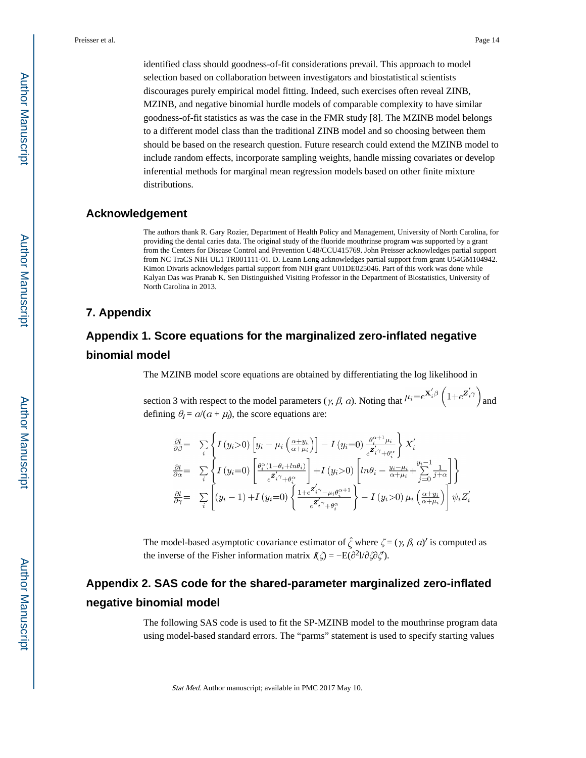identified class should goodness-of-fit considerations prevail. This approach to model selection based on collaboration between investigators and biostatistical scientists discourages purely empirical model fitting. Indeed, such exercises often reveal ZINB, MZINB, and negative binomial hurdle models of comparable complexity to have similar goodness-of-fit statistics as was the case in the FMR study [8]. The MZINB model belongs to a different model class than the traditional ZINB model and so choosing between them should be based on the research question. Future research could extend the MZINB model to include random effects, incorporate sampling weights, handle missing covariates or develop inferential methods for marginal mean regression models based on other finite mixture distributions.

## Acknowledgement

The authors thank R. Gary Rozier, Department of Health Policy and Management, University of North Carolina, for providing the dental caries data. The original study of the fluoride mouthrinse program was supported by a grant from the Centers for Disease Control and Prevention U48/CCU415769. John Preisser acknowledges partial support from NC TraCS NIH UL1 TR001111-01. D. Leann Long acknowledges partial support from grant U54GM104942. Kimon Divaris acknowledges partial support from NIH grant U01DE025046. Part of this work was done while Kalyan Das was Pranab K. Sen Distinguished Visiting Professor in the Department of Biostatistics, University of North Carolina in 2013.

## 7. Appendix

## Appendix 1. Score equations for the marginalized zero-inflated negative binomial model

The MZINB model score equations are obtained by differentiating the log likelihood in section 3 with respect to the model parameters ($\gamma$, $\beta$, $\alpha$). Noting that $\mu_i = e^{\mathbf{X}_i'\beta}\left(1+e^{\mathbf{Z}_i'\gamma}\right)$ and defining $\theta_i = \alpha/(\alpha + \mu_i)$, the score equations are:

$$
\begin{aligned}
\frac{\partial l}{\partial \beta} &= \sum_i \left\{ I(y_i>0)\left[y_i - \mu_i\left(\frac{\alpha+y_i}{\alpha+\mu_i}\right)\right] - I(y_i=0)\,\frac{\theta_i^{\alpha+1}\mu_i}{e^{\mathbf{Z}_i'\gamma}+\theta_i^{\alpha}} \right\} X_i' \\
\frac{\partial l}{\partial \alpha} &= \sum_i \left\{ I(y_i=0)\left[\frac{\theta_i^{\alpha}(1-\theta_i+ln\theta_i)}{e^{\mathbf{Z}_i'\gamma}+\theta_i^{\alpha}}\right] + I(y_i>0)\left[ln\theta_i - \frac{y_i-\mu_i}{\alpha+\mu_i} + \sum_{j=0}^{y_i-1}\frac{1}{j+\alpha}\right]\right\} \\
\frac{\partial l}{\partial \gamma} &= \sum_i \left[ (y_i-1) + I(y_i=0)\left\{\frac{1+e^{\mathbf{Z}_i'\gamma}-\mu_i\theta_i^{\alpha+1}}{e^{\mathbf{Z}_i'\gamma}+\theta_i^{\alpha}}\right\} - I(y_i>0)\,\mu_i\left(\frac{\alpha+y_i}{\alpha+\mu_i}\right)\right]\psi_i Z_i'
\end{aligned}
$$

The model-based asymptotic covariance estimator of $\hat{\zeta}$ where $\zeta = (\gamma, \beta, \alpha)'$ is computed as the inverse of the Fisher information matrix $I(\zeta) = -\mathrm{E}(\partial^2 l/\partial\zeta\partial\zeta')$.

## Appendix 2. SAS code for the shared-parameter marginalized zero-inflated negative binomial model

The following SAS code is used to fit the SP-MZINB model to the mouthrinse program data using model-based standard errors. The "parms" statement is used to specify starting values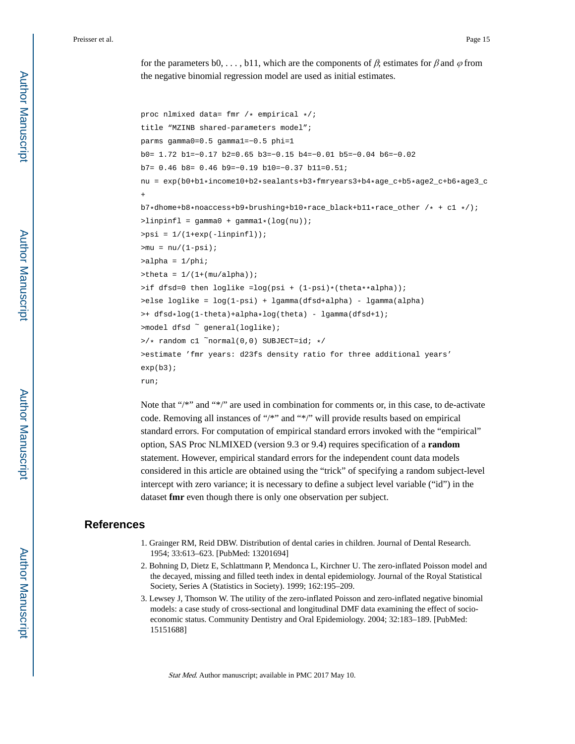for the parameters b0, . . . , b11, which are the components of $\beta$; estimates for $\beta$ and $\varphi$ from the negative binomial regression model are used as initial estimates.

```
proc nlmixed data= fmr /* empirical */;
title “MZINB shared-parameters model”;
parms gamma0=0.5 gamma1=−0.5 phi=1
b0= 1.72 b1=−0.17 b2=0.65 b3=−0.15 b4=−0.01 b5=−0.04 b6=−0.02
b7= 0.46 b8= 0.46 b9=−0.19 b10=−0.37 b11=0.51;
nu = exp(b0+b1*income10+b2*sealants+b3*fmryears3+b4*age_c+b5*age2_c+b6*age3_c
+
b7*dhome+b8*noaccess+b9*brushing+b10*race_black+b11*race_other /* + c1 */);
>linpinfl = gamma0 + gamma1*(log(nu));
>psi = 1/(1+exp(-linpinfl));
>mu = nu/(1-psi);
>alpha = 1/phi;
>theta = 1/(1+(mu/alpha));
>if dfsd=0 then loglike =log(psi + (1-psi)*(theta**alpha));
>else loglike = log(1-psi) + lgamma(dfsd+alpha) - lgamma(alpha)
>+ dfsd*log(1-theta)+alpha*log(theta) - lgamma(dfsd+1);
>model dfsd ~ general(loglike);
>/* random c1 ~normal(0,0) SUBJECT=id; */
>estimate ’fmr years: d23fs density ratio for three additional years’
exp(b3);
run;
```

Note that “/*” and “*/” are used in combination for comments or, in this case, to de-activate code. Removing all instances of “/*” and “*/” will provide results based on empirical standard errors. For computation of empirical standard errors invoked with the “empirical” option, SAS Proc NLMIXED (version 9.3 or 9.4) requires specification of a **random** statement. However, empirical standard errors for the independent count data models considered in this article are obtained using the “trick” of specifying a random subject-level intercept with zero variance; it is necessary to define a subject level variable (“id”) in the dataset **fmr** even though there is only one observation per subject.

## References

1. Grainger RM, Reid DBW. Distribution of dental caries in children. Journal of Dental Research. 1954; 33:613–623. [PubMed: 13201694]
2. Bohning D, Dietz E, Schlattmann P, Mendonca L, Kirchner U. The zero-inflated Poisson model and the decayed, missing and filled teeth index in dental epidemiology. Journal of the Royal Statistical Society, Series A (Statistics in Society). 1999; 162:195–209.
3. Lewsey J, Thomson W. The utility of the zero-inflated Poisson and zero-inflated negative binomial models: a case study of cross-sectional and longitudinal DMF data examining the effect of socio-economic status. Community Dentistry and Oral Epidemiology. 2004; 32:183–189. [PubMed: 15151688]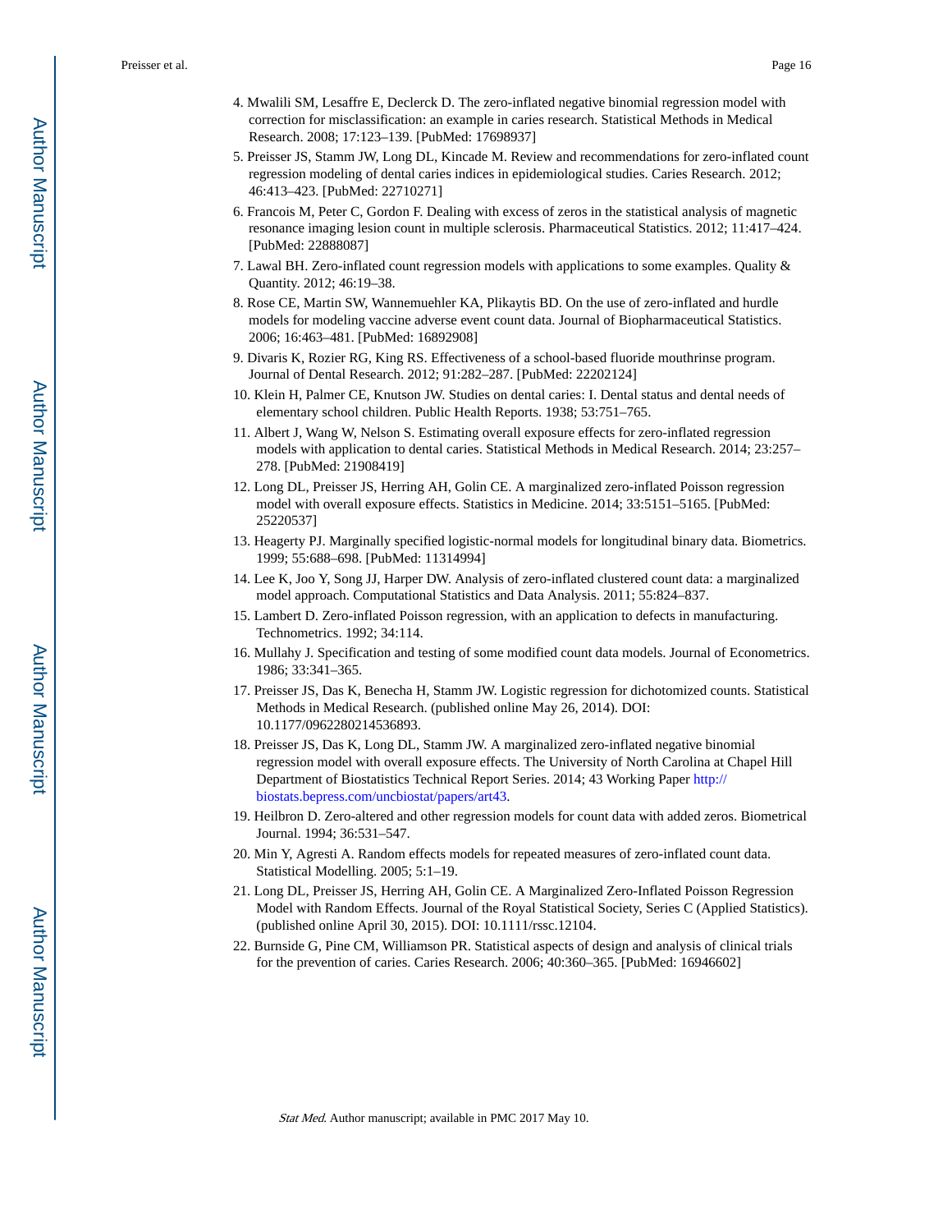4. Mwalili SM, Lesaffre E, Declerck D. The zero-inflated negative binomial regression model with correction for misclassification: an example in caries research. Statistical Methods in Medical Research. 2008; 17:123–139. [PubMed: 17698937]
5. Preisser JS, Stamm JW, Long DL, Kincade M. Review and recommendations for zero-inflated count regression modeling of dental caries indices in epidemiological studies. Caries Research. 2012; 46:413–423. [PubMed: 22710271]
6. Francois M, Peter C, Gordon F. Dealing with excess of zeros in the statistical analysis of magnetic resonance imaging lesion count in multiple sclerosis. Pharmaceutical Statistics. 2012; 11:417–424. [PubMed: 22888087]
7. Lawal BH. Zero-inflated count regression models with applications to some examples. Quality & Quantity. 2012; 46:19–38.
8. Rose CE, Martin SW, Wannemuehler KA, Plikaytis BD. On the use of zero-inflated and hurdle models for modeling vaccine adverse event count data. Journal of Biopharmaceutical Statistics. 2006; 16:463–481. [PubMed: 16892908]
9. Divaris K, Rozier RG, King RS. Effectiveness of a school-based fluoride mouthrinse program. Journal of Dental Research. 2012; 91:282–287. [PubMed: 22202124]
10. Klein H, Palmer CE, Knutson JW. Studies on dental caries: I. Dental status and dental needs of elementary school children. Public Health Reports. 1938; 53:751–765.
11. Albert J, Wang W, Nelson S. Estimating overall exposure effects for zero-inflated regression models with application to dental caries. Statistical Methods in Medical Research. 2014; 23:257–278. [PubMed: 21908419]
12. Long DL, Preisser JS, Herring AH, Golin CE. A marginalized zero-inflated Poisson regression model with overall exposure effects. Statistics in Medicine. 2014; 33:5151–5165. [PubMed: 25220537]
13. Heagerty PJ. Marginally specified logistic-normal models for longitudinal binary data. Biometrics. 1999; 55:688–698. [PubMed: 11314994]
14. Lee K, Joo Y, Song JJ, Harper DW. Analysis of zero-inflated clustered count data: a marginalized model approach. Computational Statistics and Data Analysis. 2011; 55:824–837.
15. Lambert D. Zero-inflated Poisson regression, with an application to defects in manufacturing. Technometrics. 1992; 34:114.
16. Mullahy J. Specification and testing of some modified count data models. Journal of Econometrics. 1986; 33:341–365.
17. Preisser JS, Das K, Benecha H, Stamm JW. Logistic regression for dichotomized counts. Statistical Methods in Medical Research. (published online May 26, 2014). DOI: 10.1177/0962280214536893.
18. Preisser JS, Das K, Long DL, Stamm JW. A marginalized zero-inflated negative binomial regression model with overall exposure effects. The University of North Carolina at Chapel Hill Department of Biostatistics Technical Report Series. 2014; 43 Working Paper http://biostats.bepress.com/uncbiostat/papers/art43.
19. Heilbron D. Zero-altered and other regression models for count data with added zeros. Biometrical Journal. 1994; 36:531–547.
20. Min Y, Agresti A. Random effects models for repeated measures of zero-inflated count data. Statistical Modelling. 2005; 5:1–19.
21. Long DL, Preisser JS, Herring AH, Golin CE. A Marginalized Zero-Inflated Poisson Regression Model with Random Effects. Journal of the Royal Statistical Society, Series C (Applied Statistics). (published online April 30, 2015). DOI: 10.1111/rssc.12104.
22. Burnside G, Pine CM, Williamson PR. Statistical aspects of design and analysis of clinical trials for the prevention of caries. Caries Research. 2006; 40:360–365. [PubMed: 16946602]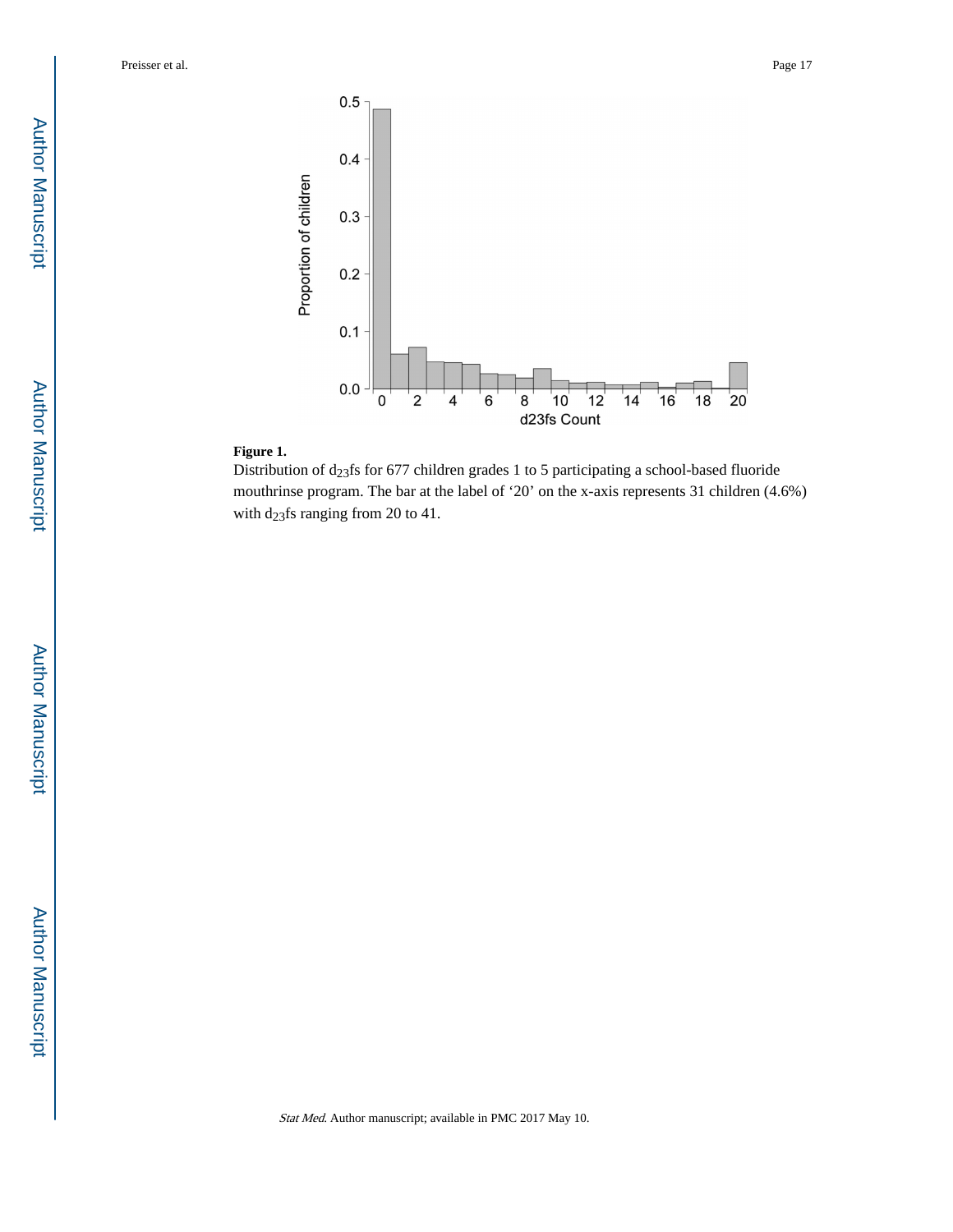**Figure 1.**

Distribution of $d_{23}fs$ for 677 children grades 1 to 5 participating a school-based fluoride mouthrinse program. The bar at the label of '20' on the x-axis represents 31 children (4.6%) with $d_{23}fs$ ranging from 20 to 41.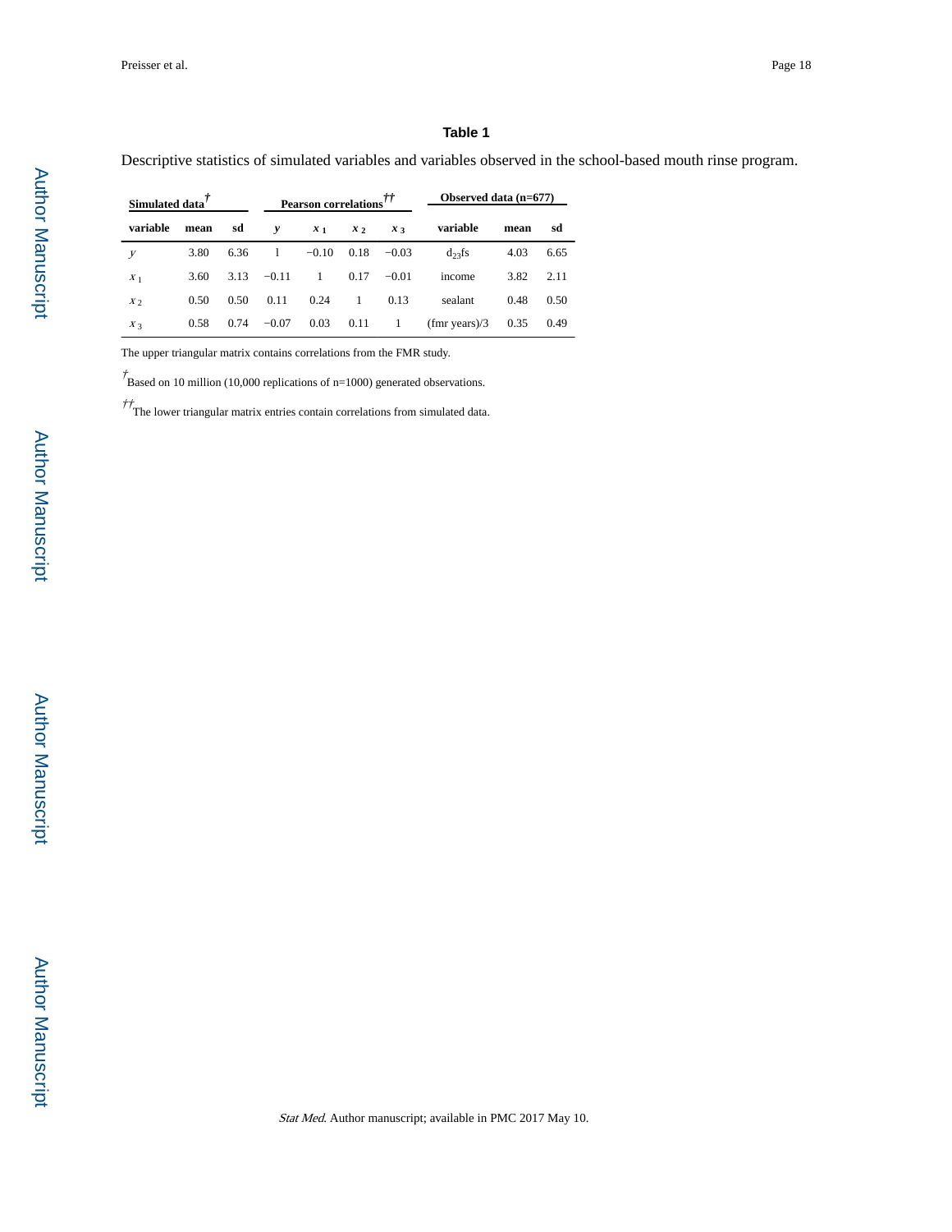**Table 1**

Descriptive statistics of simulated variables and variables observed in the school-based mouth rinse program.

| Simulated data[†] | | | Pearson correlations[††] | | | | Observed data (n=677) | | |
|---|---|---|---|---|---|---|---|---|---|
| variable | mean | sd | $y$ | $x_1$ | $x_2$ | $x_3$ | variable | mean | sd |
| $y$ | 3.80 | 6.36 | 1 | −0.10 | 0.18 | −0.03 | $d_{23}fs$ | 4.03 | 6.65 |
| $x_1$ | 3.60 | 3.13 | −0.11 | 1 | 0.17 | −0.01 | income | 3.82 | 2.11 |
| $x_2$ | 0.50 | 0.50 | 0.11 | 0.24 | 1 | 0.13 | sealant | 0.48 | 0.50 |
| $x_3$ | 0.58 | 0.74 | −0.07 | 0.03 | 0.11 | 1 | (fmr years)/3 | 0.35 | 0.49 |

The upper triangular matrix contains correlations from the FMR study.

[†] Based on 10 million (10,000 replications of n=1000) generated observations.

[††] The lower triangular matrix entries contain correlations from simulated data.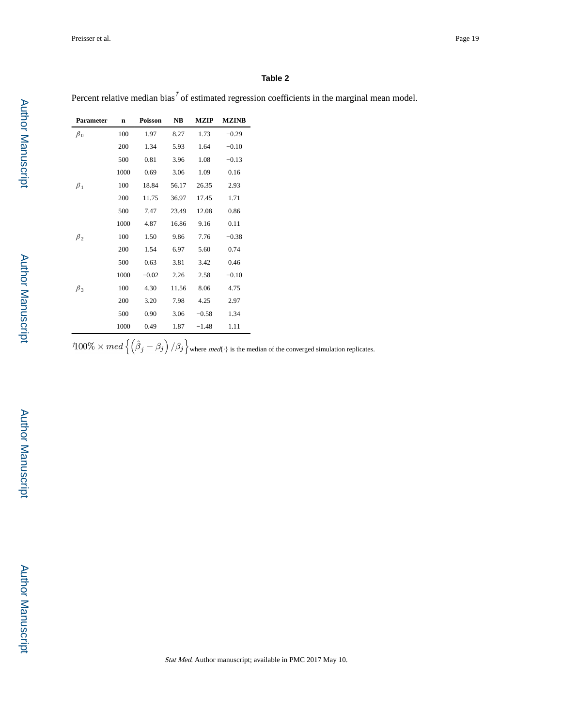## Table 2

Percent relative median bias[†] of estimated regression coefficients in the marginal mean model.

| Parameter | n | Poisson | NB | MZIP | MZINB |
|---|---|---|---|---|---|
| $\beta_0$ | 100 | 1.97 | 8.27 | 1.73 | −0.29 |
| | 200 | 1.34 | 5.93 | 1.64 | −0.10 |
| | 500 | 0.81 | 3.96 | 1.08 | −0.13 |
| | 1000 | 0.69 | 3.06 | 1.09 | 0.16 |
| $\beta_1$ | 100 | 18.84 | 56.17 | 26.35 | 2.93 |
| | 200 | 11.75 | 36.97 | 17.45 | 1.71 |
| | 500 | 7.47 | 23.49 | 12.08 | 0.86 |
| | 1000 | 4.87 | 16.86 | 9.16 | 0.11 |
| $\beta_2$ | 100 | 1.50 | 9.86 | 7.76 | −0.38 |
| | 200 | 1.54 | 6.97 | 5.60 | 0.74 |
| | 500 | 0.63 | 3.81 | 3.42 | 0.46 |
| | 1000 | −0.02 | 2.26 | 2.58 | −0.10 |
| $\beta_3$ | 100 | 4.30 | 11.56 | 8.06 | 4.75 |
| | 200 | 3.20 | 7.98 | 4.25 | 2.97 |
| | 500 | 0.90 | 3.06 | −0.58 | 1.34 |
| | 1000 | 0.49 | 1.87 | −1.48 | 1.11 |

[†] $100\% \times med\left\{\left(\hat{\beta}_j - \beta_j\right)/\beta_j\right\}$ where $med\{\cdot\}$ is the median of the converged simulation replicates.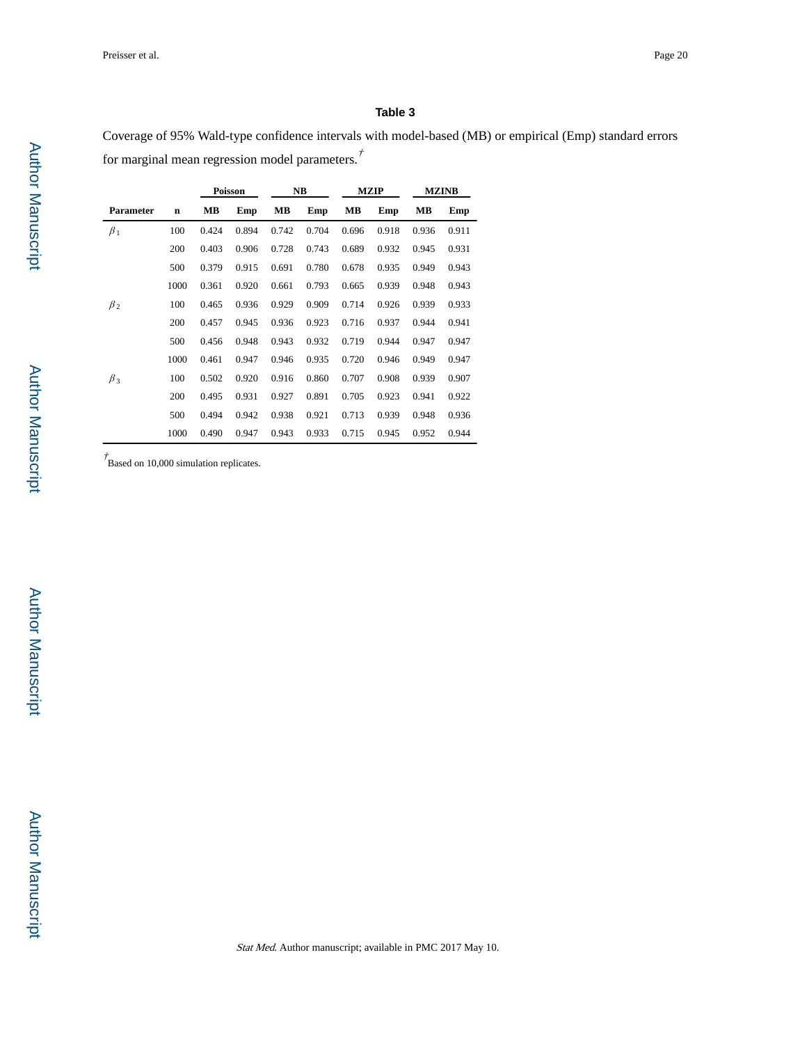### Table 3

Coverage of 95% Wald-type confidence intervals with model-based (MB) or empirical (Emp) standard errors for marginal mean regression model parameters.[†]

| | | Poisson | | NB | | MZIP | | MZINB | |
|---|---|---|---|---|---|---|---|---|---|
| **Parameter** | **n** | **MB** | **Emp** | **MB** | **Emp** | **MB** | **Emp** | **MB** | **Emp** |
| $\beta_1$ | 100 | 0.424 | 0.894 | 0.742 | 0.704 | 0.696 | 0.918 | 0.936 | 0.911 |
| | 200 | 0.403 | 0.906 | 0.728 | 0.743 | 0.689 | 0.932 | 0.945 | 0.931 |
| | 500 | 0.379 | 0.915 | 0.691 | 0.780 | 0.678 | 0.935 | 0.949 | 0.943 |
| | 1000 | 0.361 | 0.920 | 0.661 | 0.793 | 0.665 | 0.939 | 0.948 | 0.943 |
| $\beta_2$ | 100 | 0.465 | 0.936 | 0.929 | 0.909 | 0.714 | 0.926 | 0.939 | 0.933 |
| | 200 | 0.457 | 0.945 | 0.936 | 0.923 | 0.716 | 0.937 | 0.944 | 0.941 |
| | 500 | 0.456 | 0.948 | 0.943 | 0.932 | 0.719 | 0.944 | 0.947 | 0.947 |
| | 1000 | 0.461 | 0.947 | 0.946 | 0.935 | 0.720 | 0.946 | 0.949 | 0.947 |
| $\beta_3$ | 100 | 0.502 | 0.920 | 0.916 | 0.860 | 0.707 | 0.908 | 0.939 | 0.907 |
| | 200 | 0.495 | 0.931 | 0.927 | 0.891 | 0.705 | 0.923 | 0.941 | 0.922 |
| | 500 | 0.494 | 0.942 | 0.938 | 0.921 | 0.713 | 0.939 | 0.948 | 0.936 |
| | 1000 | 0.490 | 0.947 | 0.943 | 0.933 | 0.715 | 0.945 | 0.952 | 0.944 |

[†]Based on 10,000 simulation replicates.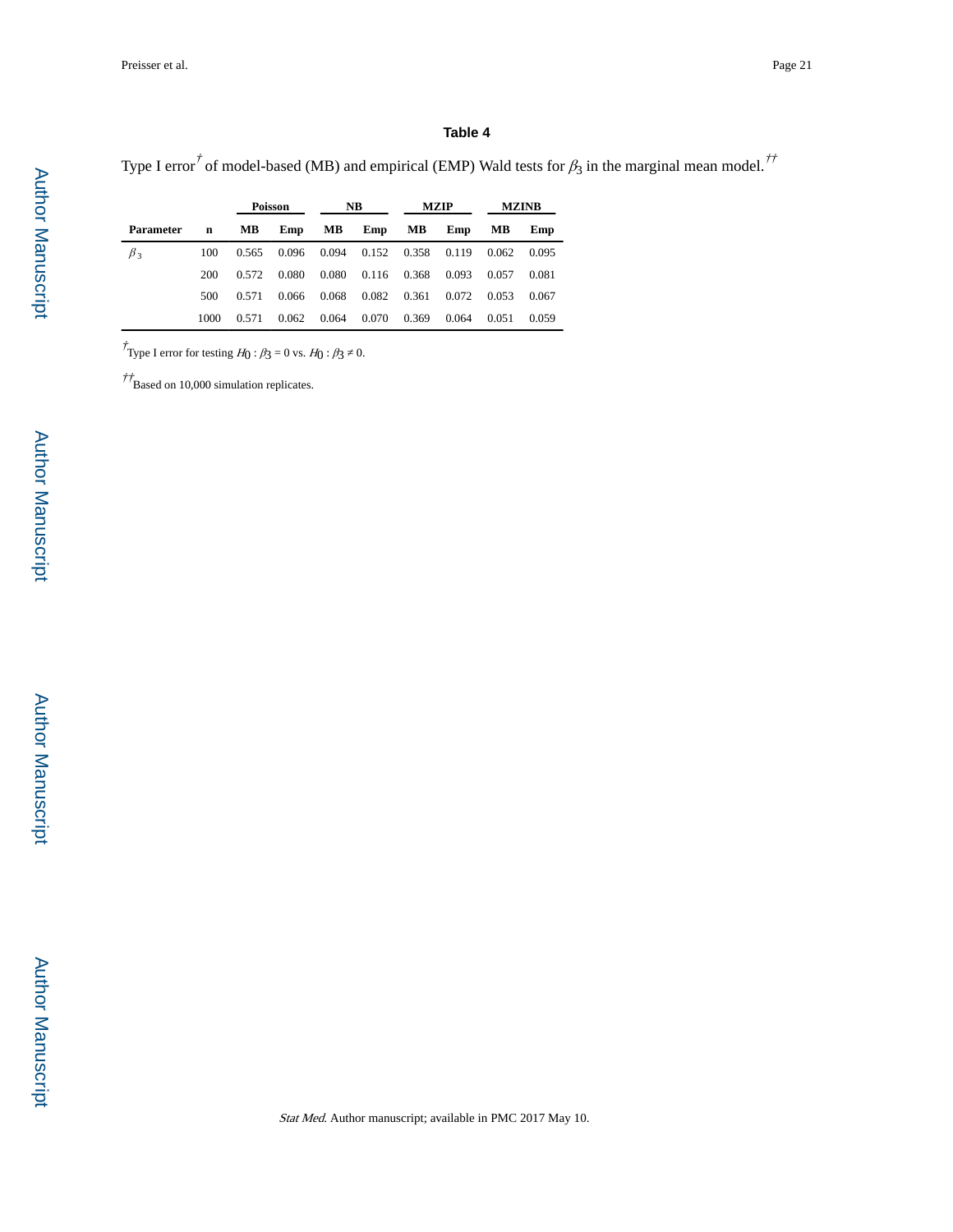## Table 4

Type I error[†] of model-based (MB) and empirical (EMP) Wald tests for $\beta_3$ in the marginal mean model.[††]

| | | **Poisson** | | **NB** | | **MZIP** | | **MZINB** | |
|---|---|---|---|---|---|---|---|---|---|
| **Parameter** | **n** | **MB** | **Emp** | **MB** | **Emp** | **MB** | **Emp** | **MB** | **Emp** |
| $\beta_3$ | 100 | 0.565 | 0.096 | 0.094 | 0.152 | 0.358 | 0.119 | 0.062 | 0.095 |
| | 200 | 0.572 | 0.080 | 0.080 | 0.116 | 0.368 | 0.093 | 0.057 | 0.081 |
| | 500 | 0.571 | 0.066 | 0.068 | 0.082 | 0.361 | 0.072 | 0.053 | 0.067 |
| | 1000 | 0.571 | 0.062 | 0.064 | 0.070 | 0.369 | 0.064 | 0.051 | 0.059 |

[†]Type I error for testing $H_0 : \beta_3 = 0$ vs. $H_0 : \beta_3 \neq 0$.

[††]Based on 10,000 simulation replicates.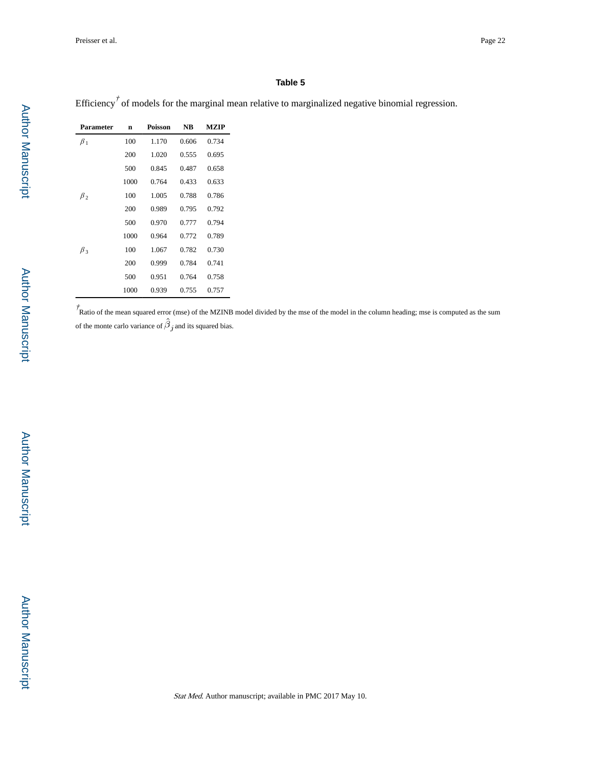## Table 5

Efficiency† of models for the marginal mean relative to marginalized negative binomial regression.

| Parameter | n | Poisson | NB | MZIP |
|---|---|---|---|---|
| $\beta_1$ | 100 | 1.170 | 0.606 | 0.734 |
| | 200 | 1.020 | 0.555 | 0.695 |
| | 500 | 0.845 | 0.487 | 0.658 |
| | 1000 | 0.764 | 0.433 | 0.633 |
| $\beta_2$ | 100 | 1.005 | 0.788 | 0.786 |
| | 200 | 0.989 | 0.795 | 0.792 |
| | 500 | 0.970 | 0.777 | 0.794 |
| | 1000 | 0.964 | 0.772 | 0.789 |
| $\beta_3$ | 100 | 1.067 | 0.782 | 0.730 |
| | 200 | 0.999 | 0.784 | 0.741 |
| | 500 | 0.951 | 0.764 | 0.758 |
| | 1000 | 0.939 | 0.755 | 0.757 |

† Ratio of the mean squared error (mse) of the MZINB model divided by the mse of the model in the column heading; mse is computed as the sum of the monte carlo variance of $\hat{\beta}_j$ and its squared bias.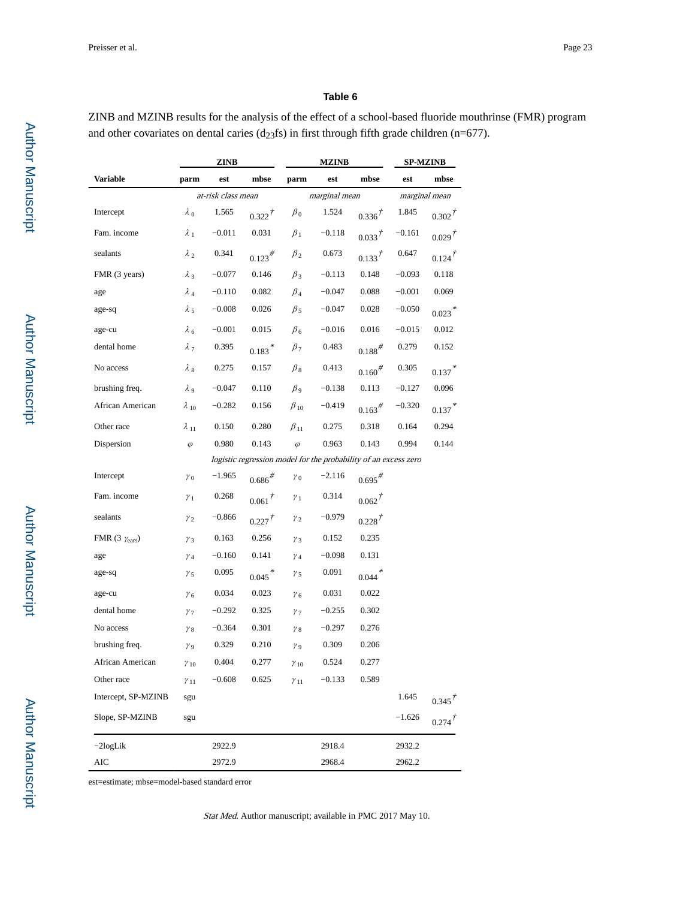**Table 6**

ZINB and MZINB results for the analysis of the effect of a school-based fluoride mouthrinse (FMR) program and other covariates on dental caries ($d_{23}fs$) in first through fifth grade children (n=677).

| | ZINB | | | MZINB | | | SP-MZINB | |
|---|---|---|---|---|---|---|---|---|
| **Variable** | **parm** | **est** | **mbse** | **parm** | **est** | **mbse** | **est** | **mbse** |
| | *at-risk class mean* | | | *marginal mean* | | | *marginal mean* | |
| Intercept | $\lambda_0$ | 1.565 | 0.322 $^{\dagger}$ | $\beta_0$ | 1.524 | 0.336 $^{\dagger}$ | 1.845 | 0.302 $^{\dagger}$ |
| Fam. income | $\lambda_1$ | −0.011 | 0.031 | $\beta_1$ | −0.118 | 0.033 $^{\dagger}$ | −0.161 | 0.029 $^{\dagger}$ |
| sealants | $\lambda_2$ | 0.341 | 0.123 $^{\#}$ | $\beta_2$ | 0.673 | 0.133 $^{\dagger}$ | 0.647 | 0.124 $^{\dagger}$ |
| FMR (3 years) | $\lambda_3$ | −0.077 | 0.146 | $\beta_3$ | −0.113 | 0.148 | −0.093 | 0.118 |
| age | $\lambda_4$ | −0.110 | 0.082 | $\beta_4$ | −0.047 | 0.088 | −0.001 | 0.069 |
| age-sq | $\lambda_5$ | −0.008 | 0.026 | $\beta_5$ | −0.047 | 0.028 | −0.050 | 0.023 $^{*}$ |
| age-cu | $\lambda_6$ | −0.001 | 0.015 | $\beta_6$ | −0.016 | 0.016 | −0.015 | 0.012 |
| dental home | $\lambda_7$ | 0.395 | 0.183 $^{*}$ | $\beta_7$ | 0.483 | 0.188 $^{\#}$ | 0.279 | 0.152 |
| No access | $\lambda_8$ | 0.275 | 0.157 | $\beta_8$ | 0.413 | 0.160 $^{\#}$ | 0.305 | 0.137 $^{*}$ |
| brushing freq. | $\lambda_9$ | −0.047 | 0.110 | $\beta_9$ | −0.138 | 0.113 | −0.127 | 0.096 |
| African American | $\lambda_{10}$ | −0.282 | 0.156 | $\beta_{10}$ | −0.419 | 0.163 $^{\#}$ | −0.320 | 0.137 $^{*}$ |
| Other race | $\lambda_{11}$ | 0.150 | 0.280 | $\beta_{11}$ | 0.275 | 0.318 | 0.164 | 0.294 |
| Dispersion | $\varphi$ | 0.980 | 0.143 | $\varphi$ | 0.963 | 0.143 | 0.994 | 0.144 |
| | *logistic regression model for the probability of an excess zero* | | | | | | | |
| Intercept | $\gamma_0$ | −1.965 | 0.686 $^{\#}$ | $\gamma_0$ | −2.116 | 0.695 $^{\#}$ | | |
| Fam. income | $\gamma_1$ | 0.268 | 0.061 $^{\dagger}$ | $\gamma_1$ | 0.314 | 0.062 $^{\dagger}$ | | |
| sealants | $\gamma_2$ | −0.866 | 0.227 $^{\dagger}$ | $\gamma_2$ | −0.979 | 0.228 $^{\dagger}$ | | |
| FMR (3 $\gamma_{ears}$) | $\gamma_3$ | 0.163 | 0.256 | $\gamma_3$ | 0.152 | 0.235 | | |
| age | $\gamma_4$ | −0.160 | 0.141 | $\gamma_4$ | −0.098 | 0.131 | | |
| age-sq | $\gamma_5$ | 0.095 | 0.045 $^{*}$ | $\gamma_5$ | 0.091 | 0.044 $^{*}$ | | |
| age-cu | $\gamma_6$ | 0.034 | 0.023 | $\gamma_6$ | 0.031 | 0.022 | | |
| dental home | $\gamma_7$ | −0.292 | 0.325 | $\gamma_7$ | −0.255 | 0.302 | | |
| No access | $\gamma_8$ | −0.364 | 0.301 | $\gamma_8$ | −0.297 | 0.276 | | |
| brushing freq. | $\gamma_9$ | 0.329 | 0.210 | $\gamma_9$ | 0.309 | 0.206 | | |
| African American | $\gamma_{10}$ | 0.404 | 0.277 | $\gamma_{10}$ | 0.524 | 0.277 | | |
| Other race | $\gamma_{11}$ | −0.608 | 0.625 | $\gamma_{11}$ | −0.133 | 0.589 | | |
| Intercept, SP-MZINB | sgu | | | | | | 1.645 | 0.345 $^{\dagger}$ |
| Slope, SP-MZINB | sgu | | | | | | −1.626 | 0.274 $^{\dagger}$ |
| −2logLik | | 2922.9 | | | 2918.4 | | 2932.2 | |
| AIC | | 2972.9 | | | 2968.4 | | 2962.2 | |

est=estimate; mbse=model-based standard error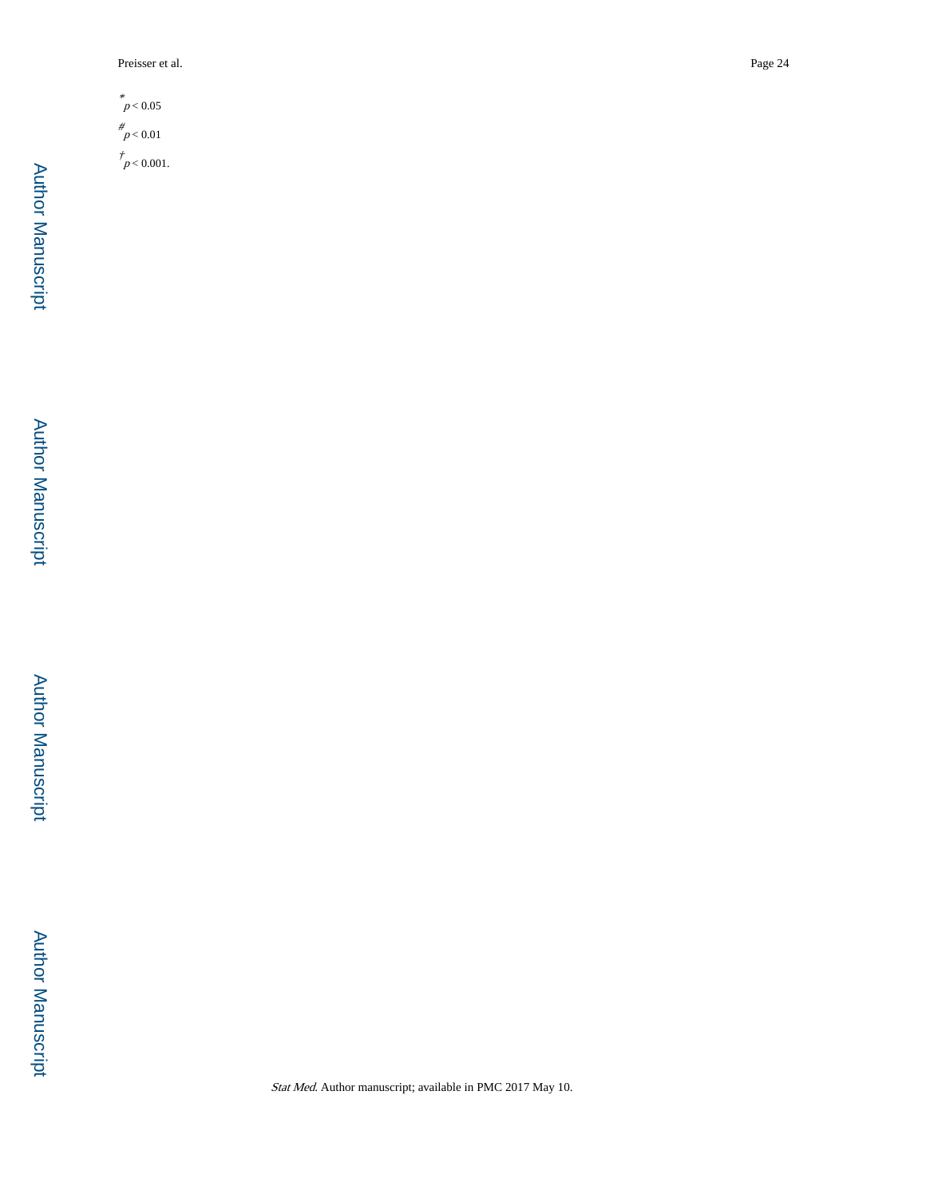[*] $p < 0.05$

[#] $p < 0.01$

[†] $p < 0.001$.